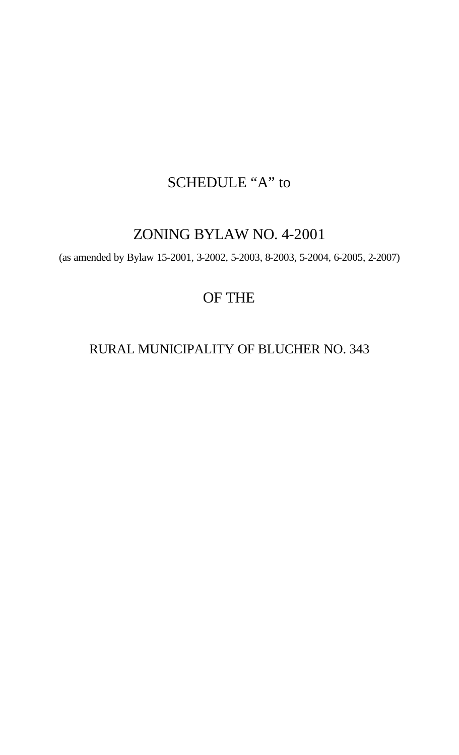# SCHEDULE "A" to

# ZONING BYLAW NO. 4-2001

(as amended by Bylaw 15-2001, 3-2002, 5-2003, 8-2003, 5-2004, 6-2005, 2-2007)

# OF THE

# RURAL MUNICIPALITY OF BLUCHER NO. 343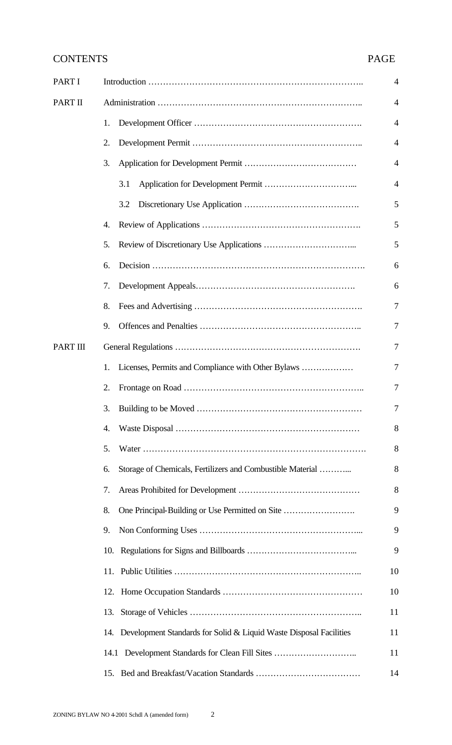| CONTENTS | | PAGE |
|---|---|---|
| PART I | Introduction | 4 |
| PART II | Administration | 4 |
| | 1. Development Officer | 4 |
| | 2. Development Permit | 4 |
| | 3. Application for Development Permit | 4 |
| | 3.1 Application for Development Permit | 4 |
| | 3.2 Discretionary Use Application | 5 |
| | 4. Review of Applications | 5 |
| | 5. Review of Discretionary Use Applications | 5 |
| | 6. Decision | 6 |
| | 7. Development Appeals | 6 |
| | 8. Fees and Advertising | 7 |
| | 9. Offences and Penalties | 7 |
| PART III | General Regulations | 7 |
| | 1. Licenses, Permits and Compliance with Other Bylaws | 7 |
| | 2. Frontage on Road | 7 |
| | 3. Building to be Moved | 7 |
| | 4. Waste Disposal | 8 |
| | 5. Water | 8 |
| | 6. Storage of Chemicals, Fertilizers and Combustible Material | 8 |
| | 7. Areas Prohibited for Development | 8 |
| | 8. One Principal-Building or Use Permitted on Site | 9 |
| | 9. Non Conforming Uses | 9 |
| | 10. Regulations for Signs and Billboards | 9 |
| | 11. Public Utilities | 10 |
| | 12. Home Occupation Standards | 10 |
| | 13. Storage of Vehicles | 11 |
| | 14. Development Standards for Solid & Liquid Waste Disposal Facilities | 11 |
| | 14.1 Development Standards for Clean Fill Sites | 11 |
| | 15. Bed and Breakfast/Vacation Standards | 14 |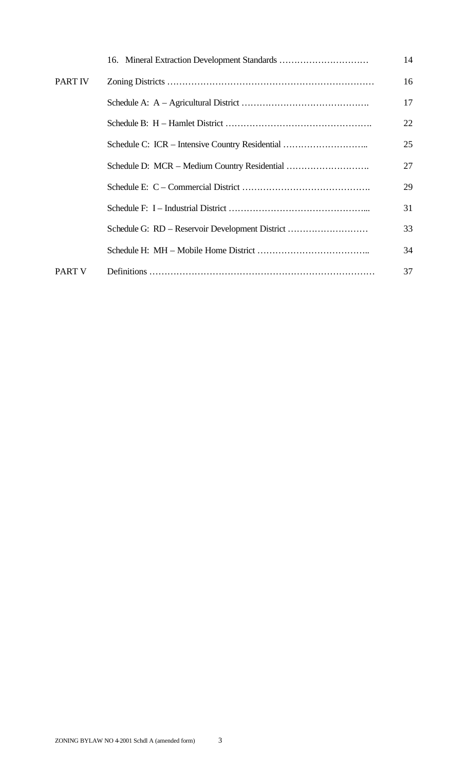| | | |
|---|---|---|
| | 16. Mineral Extraction Development Standards ………………………… | 14 |
| PART IV | Zoning Districts …………………………………………………………… | 16 |
| | Schedule A: A – Agricultural District ……………………………………. | 17 |
| | Schedule B: H – Hamlet District …………………………………………. | 22 |
| | Schedule C: ICR – Intensive Country Residential ……………………….. | 25 |
| | Schedule D: MCR – Medium Country Residential ………………………. | 27 |
| | Schedule E: C – Commercial District ……………………………………. | 29 |
| | Schedule F: I – Industrial District ……………………………………….... | 31 |
| | Schedule G: RD – Reservoir Development District ……………………… | 33 |
| | Schedule H: MH – Mobile Home District ……………………………….. | 34 |
| PART V | Definitions ………………………………………………………………… | 37 |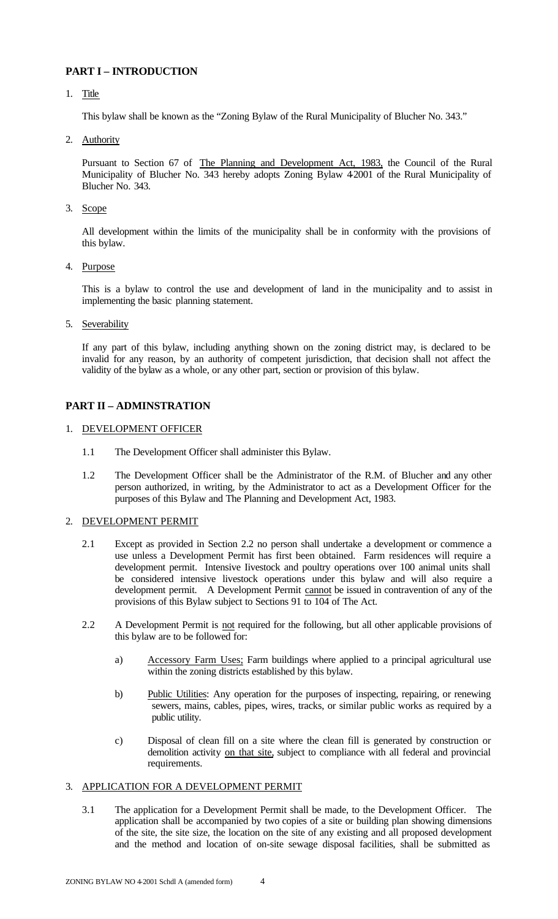## PART I – INTRODUCTION

1. Title

   This bylaw shall be known as the "Zoning Bylaw of the Rural Municipality of Blucher No. 343."

2. Authority

   Pursuant to Section 67 of The Planning and Development Act, 1983, the Council of the Rural Municipality of Blucher No. 343 hereby adopts Zoning Bylaw 4-2001 of the Rural Municipality of Blucher No. 343.

3. Scope

   All development within the limits of the municipality shall be in conformity with the provisions of this bylaw.

4. Purpose

   This is a bylaw to control the use and development of land in the municipality and to assist in implementing the basic planning statement.

5. Severability

   If any part of this bylaw, including anything shown on the zoning district may, is declared to be invalid for any reason, by an authority of competent jurisdiction, that decision shall not affect the validity of the bylaw as a whole, or any other part, section or provision of this bylaw.

## PART II – ADMINSTRATION

1. DEVELOPMENT OFFICER

   1.1 The Development Officer shall administer this Bylaw.

   1.2 The Development Officer shall be the Administrator of the R.M. of Blucher and any other person authorized, in writing, by the Administrator to act as a Development Officer for the purposes of this Bylaw and The Planning and Development Act, 1983.

2. DEVELOPMENT PERMIT

   2.1 Except as provided in Section 2.2 no person shall undertake a development or commence a use unless a Development Permit has first been obtained. Farm residences will require a development permit. Intensive livestock and poultry operations over 100 animal units shall be considered intensive livestock operations under this bylaw and will also require a development permit. A Development Permit cannot be issued in contravention of any of the provisions of this Bylaw subject to Sections 91 to 104 of The Act.

   2.2 A Development Permit is not required for the following, but all other applicable provisions of this bylaw are to be followed for:

   a) Accessory Farm Uses: Farm buildings where applied to a principal agricultural use within the zoning districts established by this bylaw.

   b) Public Utilities: Any operation for the purposes of inspecting, repairing, or renewing sewers, mains, cables, pipes, wires, tracks, or similar public works as required by a public utility.

   c) Disposal of clean fill on a site where the clean fill is generated by construction or demolition activity on that site, subject to compliance with all federal and provincial requirements.

3. APPLICATION FOR A DEVELOPMENT PERMIT

   3.1 The application for a Development Permit shall be made, to the Development Officer. The application shall be accompanied by two copies of a site or building plan showing dimensions of the site, the site size, the location on the site of any existing and all proposed development and the method and location of on-site sewage disposal facilities, shall be submitted as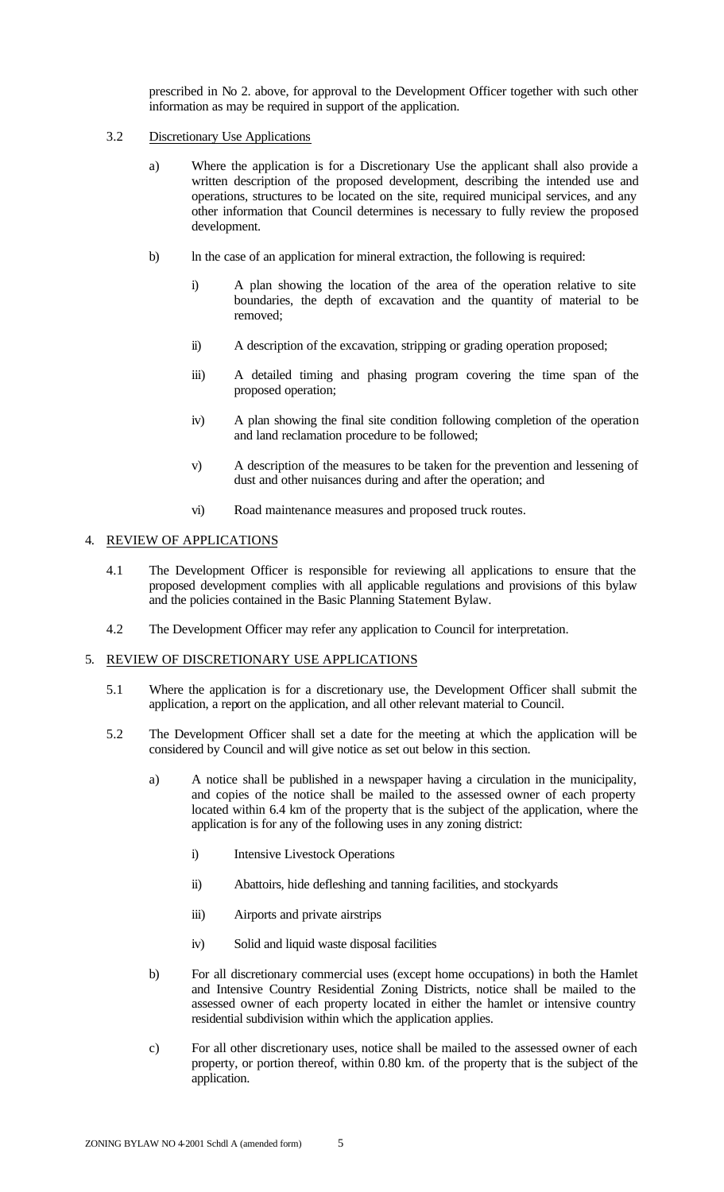prescribed in No 2. above, for approval to the Development Officer together with such other information as may be required in support of the application.

3.2 Discretionary Use Applications

a) Where the application is for a Discretionary Use the applicant shall also provide a written description of the proposed development, describing the intended use and operations, structures to be located on the site, required municipal services, and any other information that Council determines is necessary to fully review the proposed development.

b) In the case of an application for mineral extraction, the following is required:

i) A plan showing the location of the area of the operation relative to site boundaries, the depth of excavation and the quantity of material to be removed;

ii) A description of the excavation, stripping or grading operation proposed;

iii) A detailed timing and phasing program covering the time span of the proposed operation;

iv) A plan showing the final site condition following completion of the operation and land reclamation procedure to be followed;

v) A description of the measures to be taken for the prevention and lessening of dust and other nuisances during and after the operation; and

vi) Road maintenance measures and proposed truck routes.

## 4. REVIEW OF APPLICATIONS

4.1 The Development Officer is responsible for reviewing all applications to ensure that the proposed development complies with all applicable regulations and provisions of this bylaw and the policies contained in the Basic Planning Statement Bylaw.

4.2 The Development Officer may refer any application to Council for interpretation.

## 5. REVIEW OF DISCRETIONARY USE APPLICATIONS

5.1 Where the application is for a discretionary use, the Development Officer shall submit the application, a report on the application, and all other relevant material to Council.

5.2 The Development Officer shall set a date for the meeting at which the application will be considered by Council and will give notice as set out below in this section.

a) A notice shall be published in a newspaper having a circulation in the municipality, and copies of the notice shall be mailed to the assessed owner of each property located within 6.4 km of the property that is the subject of the application, where the application is for any of the following uses in any zoning district:

i) Intensive Livestock Operations

ii) Abattoirs, hide defleshing and tanning facilities, and stockyards

iii) Airports and private airstrips

iv) Solid and liquid waste disposal facilities

b) For all discretionary commercial uses (except home occupations) in both the Hamlet and Intensive Country Residential Zoning Districts, notice shall be mailed to the assessed owner of each property located in either the hamlet or intensive country residential subdivision within which the application applies.

c) For all other discretionary uses, notice shall be mailed to the assessed owner of each property, or portion thereof, within 0.80 km. of the property that is the subject of the application.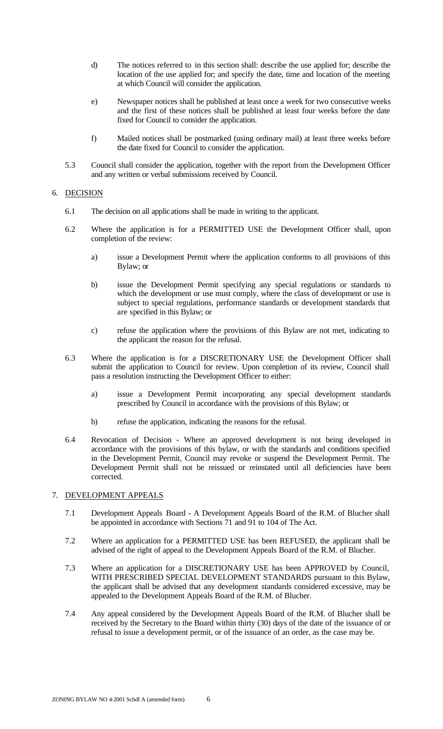d) The notices referred to in this section shall: describe the use applied for; describe the location of the use applied for; and specify the date, time and location of the meeting at which Council will consider the application.

e) Newspaper notices shall be published at least once a week for two consecutive weeks and the first of these notices shall be published at least four weeks before the date fixed for Council to consider the application.

f) Mailed notices shall be postmarked (using ordinary mail) at least three weeks before the date fixed for Council to consider the application.

5.3 Council shall consider the application, together with the report from the Development Officer and any written or verbal submissions received by Council.

## 6. DECISION

6.1 The decision on all applications shall be made in writing to the applicant.

6.2 Where the application is for a PERMITTED USE the Development Officer shall, upon completion of the review:

a) issue a Development Permit where the application conforms to all provisions of this Bylaw; or

b) issue the Development Permit specifying any special regulations or standards to which the development or use must comply, where the class of development or use is subject to special regulations, performance standards or development standards that are specified in this Bylaw; or

c) refuse the application where the provisions of this Bylaw are not met, indicating to the applicant the reason for the refusal.

6.3 Where the application is for a DISCRETIONARY USE the Development Officer shall submit the application to Council for review. Upon completion of its review, Council shall pass a resolution instructing the Development Officer to either:

a) issue a Development Permit incorporating any special development standards prescribed by Council in accordance with the provisions of this Bylaw; or

b) refuse the application, indicating the reasons for the refusal.

6.4 Revocation of Decision - Where an approved development is not being developed in accordance with the provisions of this bylaw, or with the standards and conditions specified in the Development Permit, Council may revoke or suspend the Development Permit. The Development Permit shall not be reissued or reinstated until all deficiencies have been corrected.

## 7. DEVELOPMENT APPEALS

7.1 Development Appeals Board - A Development Appeals Board of the R.M. of Blucher shall be appointed in accordance with Sections 71 and 91 to 104 of The Act.

7.2 Where an application for a PERMITTED USE has been REFUSED, the applicant shall be advised of the right of appeal to the Development Appeals Board of the R.M. of Blucher.

7.3 Where an application for a DISCRETIONARY USE has been APPROVED by Council, WITH PRESCRIBED SPECIAL DEVELOPMENT STANDARDS pursuant to this Bylaw, the applicant shall be advised that any development standards considered excessive, may be appealed to the Development Appeals Board of the R.M. of Blucher.

7.4 Any appeal considered by the Development Appeals Board of the R.M. of Blucher shall be received by the Secretary to the Board within thirty (30) days of the date of the issuance of or refusal to issue a development permit, or of the issuance of an order, as the case may be.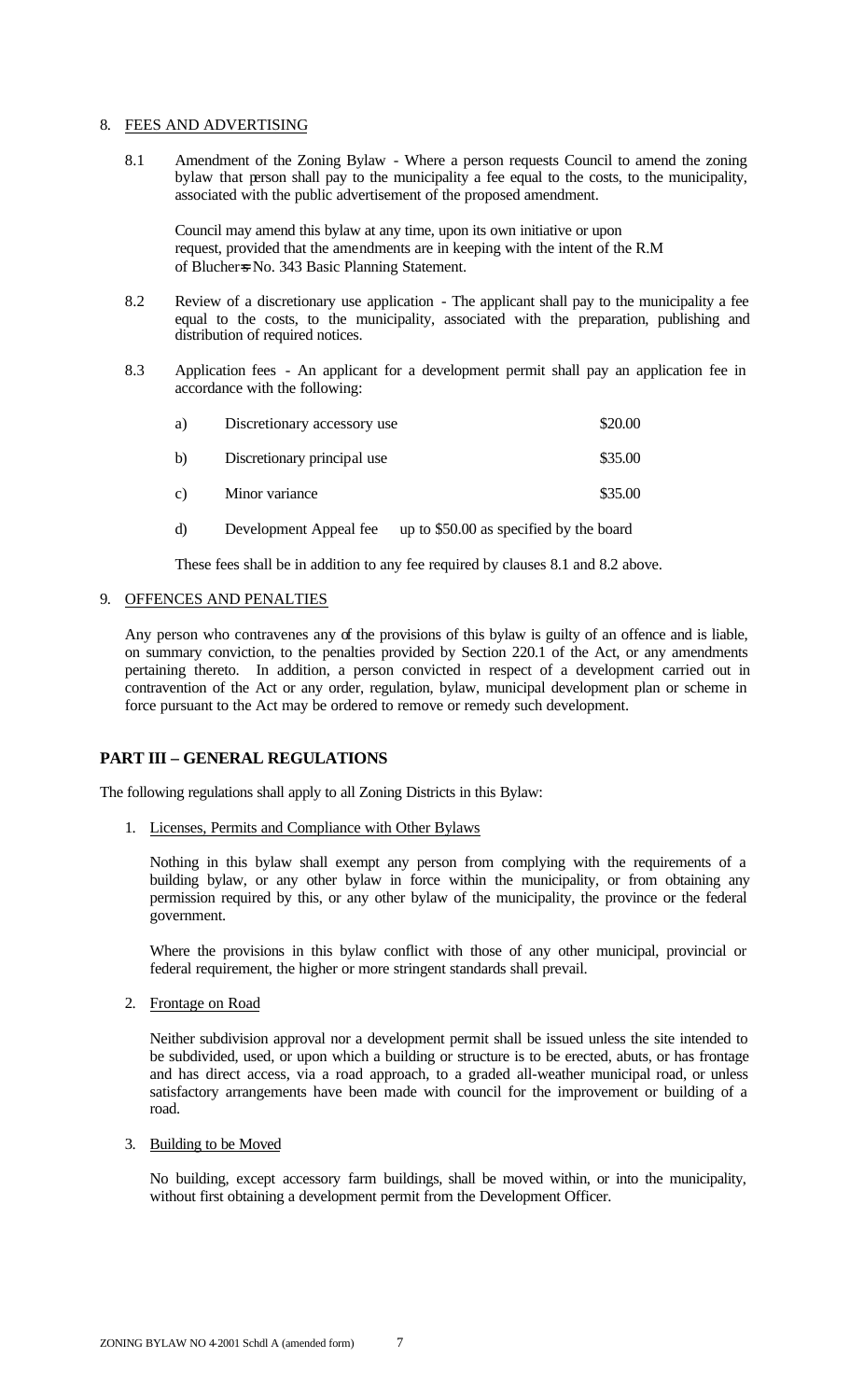8. FEES AND ADVERTISING

8.1 Amendment of the Zoning Bylaw - Where a person requests Council to amend the zoning bylaw that person shall pay to the municipality a fee equal to the costs, to the municipality, associated with the public advertisement of the proposed amendment.

Council may amend this bylaw at any time, upon its own initiative or upon request, provided that the amendments are in keeping with the intent of the R.M of Blucher=s No. 343 Basic Planning Statement.

8.2 Review of a discretionary use application - The applicant shall pay to the municipality a fee equal to the costs, to the municipality, associated with the preparation, publishing and distribution of required notices.

8.3 Application fees - An applicant for a development permit shall pay an application fee in accordance with the following:

| | | |
|---|---|---|
| a) | Discretionary accessory use | $20.00 |
| b) | Discretionary principal use | $35.00 |
| c) | Minor variance | $35.00 |
| d) | Development Appeal fee | up to $50.00 as specified by the board |

These fees shall be in addition to any fee required by clauses 8.1 and 8.2 above.

9. OFFENCES AND PENALTIES

Any person who contravenes any of the provisions of this bylaw is guilty of an offence and is liable, on summary conviction, to the penalties provided by Section 220.1 of the Act, or any amendments pertaining thereto. In addition, a person convicted in respect of a development carried out in contravention of the Act or any order, regulation, bylaw, municipal development plan or scheme in force pursuant to the Act may be ordered to remove or remedy such development.

## PART III – GENERAL REGULATIONS

The following regulations shall apply to all Zoning Districts in this Bylaw:

1. Licenses, Permits and Compliance with Other Bylaws

Nothing in this bylaw shall exempt any person from complying with the requirements of a building bylaw, or any other bylaw in force within the municipality, or from obtaining any permission required by this, or any other bylaw of the municipality, the province or the federal government.

Where the provisions in this bylaw conflict with those of any other municipal, provincial or federal requirement, the higher or more stringent standards shall prevail.

2. Frontage on Road

Neither subdivision approval nor a development permit shall be issued unless the site intended to be subdivided, used, or upon which a building or structure is to be erected, abuts, or has frontage and has direct access, via a road approach, to a graded all-weather municipal road, or unless satisfactory arrangements have been made with council for the improvement or building of a road.

3. Building to be Moved

No building, except accessory farm buildings, shall be moved within, or into the municipality, without first obtaining a development permit from the Development Officer.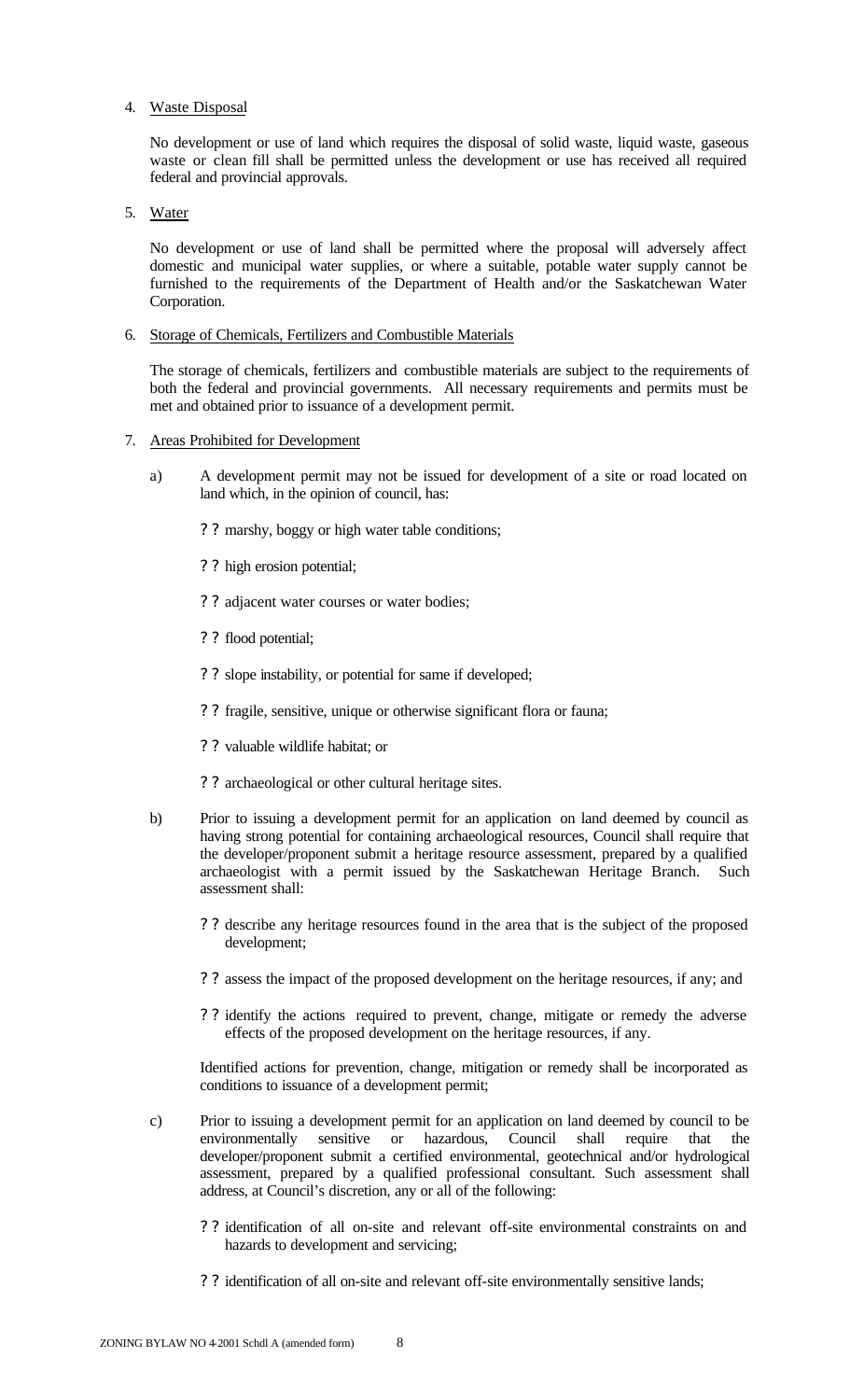4. Waste Disposal

   No development or use of land which requires the disposal of solid waste, liquid waste, gaseous waste or clean fill shall be permitted unless the development or use has received all required federal and provincial approvals.

5. Water

   No development or use of land shall be permitted where the proposal will adversely affect domestic and municipal water supplies, or where a suitable, potable water supply cannot be furnished to the requirements of the Department of Health and/or the Saskatchewan Water Corporation.

6. Storage of Chemicals, Fertilizers and Combustible Materials

   The storage of chemicals, fertilizers and combustible materials are subject to the requirements of both the federal and provincial governments. All necessary requirements and permits must be met and obtained prior to issuance of a development permit.

7. Areas Prohibited for Development

   a) A development permit may not be issued for development of a site or road located on land which, in the opinion of council, has:

      - marshy, boggy or high water table conditions;
      - high erosion potential;
      - adjacent water courses or water bodies;
      - flood potential;
      - slope instability, or potential for same if developed;
      - fragile, sensitive, unique or otherwise significant flora or fauna;
      - valuable wildlife habitat; or
      - archaeological or other cultural heritage sites.

   b) Prior to issuing a development permit for an application on land deemed by council as having strong potential for containing archaeological resources, Council shall require that the developer/proponent submit a heritage resource assessment, prepared by a qualified archaeologist with a permit issued by the Saskatchewan Heritage Branch. Such assessment shall:

      - describe any heritage resources found in the area that is the subject of the proposed development;
      - assess the impact of the proposed development on the heritage resources, if any; and
      - identify the actions required to prevent, change, mitigate or remedy the adverse effects of the proposed development on the heritage resources, if any.

      Identified actions for prevention, change, mitigation or remedy shall be incorporated as conditions to issuance of a development permit;

   c) Prior to issuing a development permit for an application on land deemed by council to be environmentally sensitive or hazardous, Council shall require that the developer/proponent submit a certified environmental, geotechnical and/or hydrological assessment, prepared by a qualified professional consultant. Such assessment shall address, at Council's discretion, any or all of the following:

      - identification of all on-site and relevant off-site environmental constraints on and hazards to development and servicing;
      - identification of all on-site and relevant off-site environmentally sensitive lands;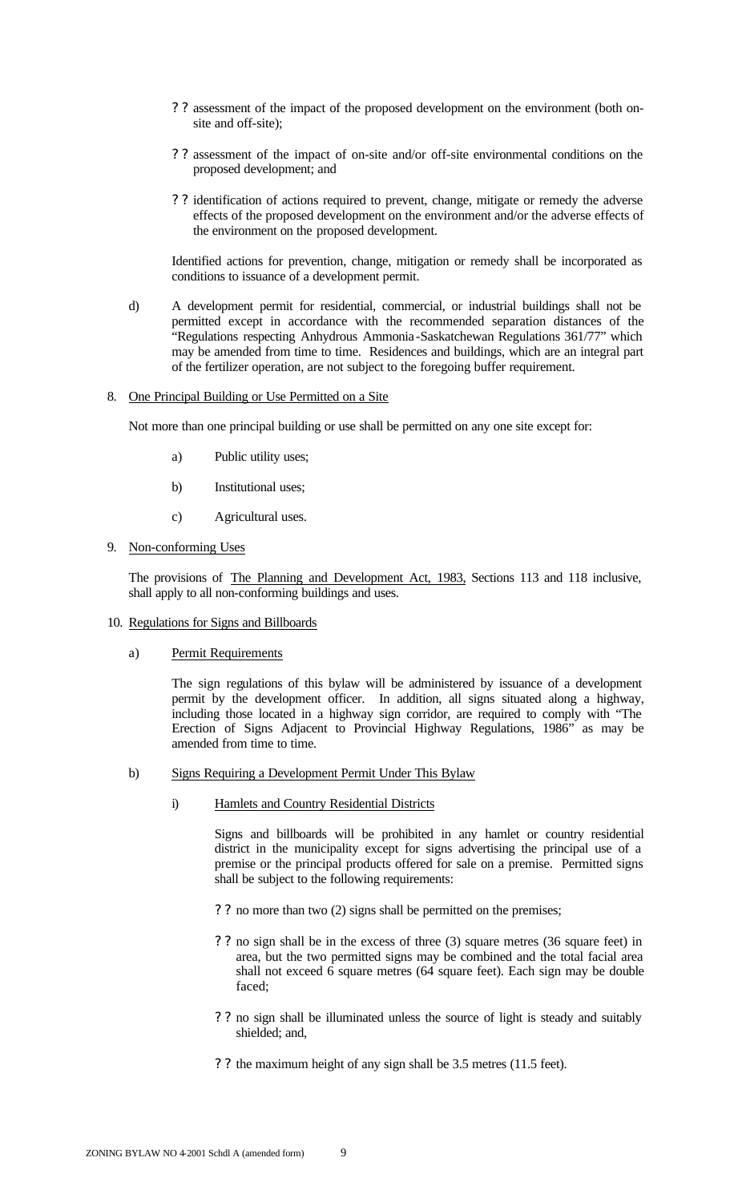- assessment of the impact of the proposed development on the environment (both on-site and off-site);
- assessment of the impact of on-site and/or off-site environmental conditions on the proposed development; and
- identification of actions required to prevent, change, mitigate or remedy the adverse effects of the proposed development on the environment and/or the adverse effects of the environment on the proposed development.

Identified actions for prevention, change, mitigation or remedy shall be incorporated as conditions to issuance of a development permit.

d) A development permit for residential, commercial, or industrial buildings shall not be permitted except in accordance with the recommended separation distances of the "Regulations respecting Anhydrous Ammonia-Saskatchewan Regulations 361/77" which may be amended from time to time. Residences and buildings, which are an integral part of the fertilizer operation, are not subject to the foregoing buffer requirement.

8. One Principal Building or Use Permitted on a Site

Not more than one principal building or use shall be permitted on any one site except for:

a) Public utility uses;

b) Institutional uses;

c) Agricultural uses.

9. Non-conforming Uses

The provisions of The Planning and Development Act, 1983, Sections 113 and 118 inclusive, shall apply to all non-conforming buildings and uses.

10. Regulations for Signs and Billboards

a) Permit Requirements

The sign regulations of this bylaw will be administered by issuance of a development permit by the development officer. In addition, all signs situated along a highway, including those located in a highway sign corridor, are required to comply with "The Erection of Signs Adjacent to Provincial Highway Regulations, 1986" as may be amended from time to time.

b) Signs Requiring a Development Permit Under This Bylaw

i) Hamlets and Country Residential Districts

Signs and billboards will be prohibited in any hamlet or country residential district in the municipality except for signs advertising the principal use of a premise or the principal products offered for sale on a premise. Permitted signs shall be subject to the following requirements:

- no more than two (2) signs shall be permitted on the premises;
- no sign shall be in the excess of three (3) square metres (36 square feet) in area, but the two permitted signs may be combined and the total facial area shall not exceed 6 square metres (64 square feet). Each sign may be double faced;
- no sign shall be illuminated unless the source of light is steady and suitably shielded; and,
- the maximum height of any sign shall be 3.5 metres (11.5 feet).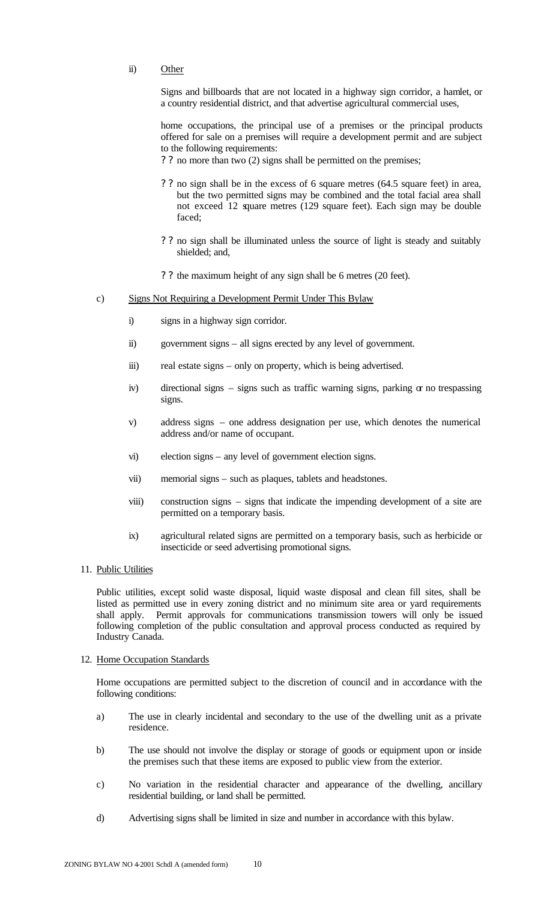ii) Other

Signs and billboards that are not located in a highway sign corridor, a hamlet, or a country residential district, and that advertise agricultural commercial uses,

home occupations, the principal use of a premises or the principal products offered for sale on a premises will require a development permit and are subject to the following requirements:

- no more than two (2) signs shall be permitted on the premises;
- no sign shall be in the excess of 6 square metres (64.5 square feet) in area, but the two permitted signs may be combined and the total facial area shall not exceed 12 square metres (129 square feet). Each sign may be double faced;
- no sign shall be illuminated unless the source of light is steady and suitably shielded; and,
- the maximum height of any sign shall be 6 metres (20 feet).

c) Signs Not Requiring a Development Permit Under This Bylaw

i) signs in a highway sign corridor.

ii) government signs – all signs erected by any level of government.

iii) real estate signs – only on property, which is being advertised.

iv) directional signs – signs such as traffic warning signs, parking or no trespassing signs.

v) address signs – one address designation per use, which denotes the numerical address and/or name of occupant.

vi) election signs – any level of government election signs.

vii) memorial signs – such as plaques, tablets and headstones.

viii) construction signs – signs that indicate the impending development of a site are permitted on a temporary basis.

ix) agricultural related signs are permitted on a temporary basis, such as herbicide or insecticide or seed advertising promotional signs.

11. Public Utilities

Public utilities, except solid waste disposal, liquid waste disposal and clean fill sites, shall be listed as permitted use in every zoning district and no minimum site area or yard requirements shall apply. Permit approvals for communications transmission towers will only be issued following completion of the public consultation and approval process conducted as required by Industry Canada.

12. Home Occupation Standards

Home occupations are permitted subject to the discretion of council and in accordance with the following conditions:

a) The use in clearly incidental and secondary to the use of the dwelling unit as a private residence.

b) The use should not involve the display or storage of goods or equipment upon or inside the premises such that these items are exposed to public view from the exterior.

c) No variation in the residential character and appearance of the dwelling, ancillary residential building, or land shall be permitted.

d) Advertising signs shall be limited in size and number in accordance with this bylaw.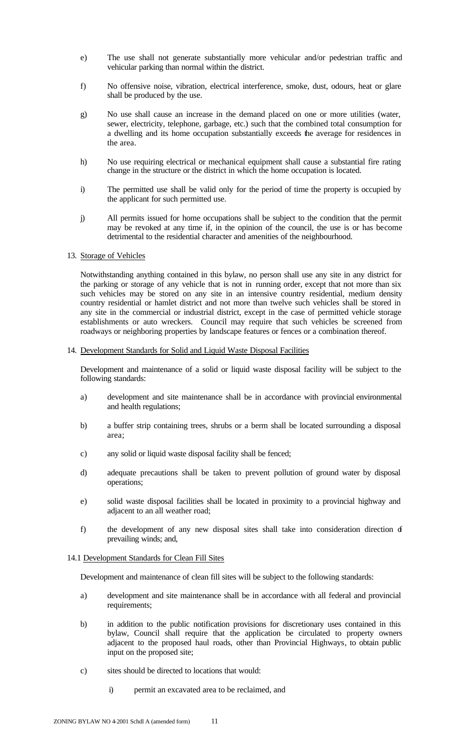e) The use shall not generate substantially more vehicular and/or pedestrian traffic and vehicular parking than normal within the district.

f) No offensive noise, vibration, electrical interference, smoke, dust, odours, heat or glare shall be produced by the use.

g) No use shall cause an increase in the demand placed on one or more utilities (water, sewer, electricity, telephone, garbage, etc.) such that the combined total consumption for a dwelling and its home occupation substantially exceeds the average for residences in the area.

h) No use requiring electrical or mechanical equipment shall cause a substantial fire rating change in the structure or the district in which the home occupation is located.

i) The permitted use shall be valid only for the period of time the property is occupied by the applicant for such permitted use.

j) All permits issued for home occupations shall be subject to the condition that the permit may be revoked at any time if, in the opinion of the council, the use is or has become detrimental to the residential character and amenities of the neighbourhood.

13. Storage of Vehicles

Notwithstanding anything contained in this bylaw, no person shall use any site in any district for the parking or storage of any vehicle that is not in running order, except that not more than six such vehicles may be stored on any site in an intensive country residential, medium density country residential or hamlet district and not more than twelve such vehicles shall be stored in any site in the commercial or industrial district, except in the case of permitted vehicle storage establishments or auto wreckers. Council may require that such vehicles be screened from roadways or neighboring properties by landscape features or fences or a combination thereof.

14. Development Standards for Solid and Liquid Waste Disposal Facilities

Development and maintenance of a solid or liquid waste disposal facility will be subject to the following standards:

a) development and site maintenance shall be in accordance with provincial environmental and health regulations;

b) a buffer strip containing trees, shrubs or a berm shall be located surrounding a disposal area;

c) any solid or liquid waste disposal facility shall be fenced;

d) adequate precautions shall be taken to prevent pollution of ground water by disposal operations;

e) solid waste disposal facilities shall be located in proximity to a provincial highway and adjacent to an all weather road;

f) the development of any new disposal sites shall take into consideration direction of prevailing winds; and,

14.1 Development Standards for Clean Fill Sites

Development and maintenance of clean fill sites will be subject to the following standards:

a) development and site maintenance shall be in accordance with all federal and provincial requirements;

b) in addition to the public notification provisions for discretionary uses contained in this bylaw, Council shall require that the application be circulated to property owners adjacent to the proposed haul roads, other than Provincial Highways, to obtain public input on the proposed site;

c) sites should be directed to locations that would:

   i) permit an excavated area to be reclaimed, and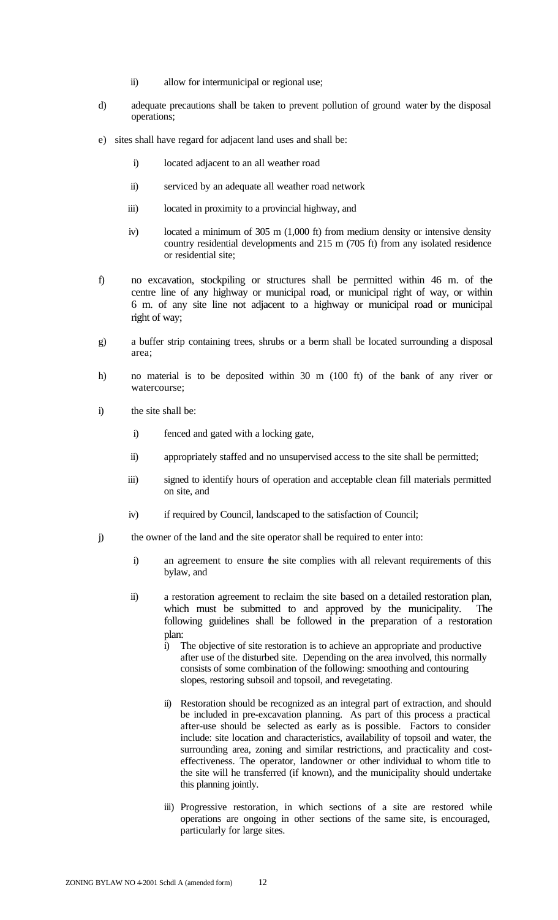ii) allow for intermunicipal or regional use;

d) adequate precautions shall be taken to prevent pollution of ground water by the disposal operations;

e) sites shall have regard for adjacent land uses and shall be:

   i) located adjacent to an all weather road

   ii) serviced by an adequate all weather road network

   iii) located in proximity to a provincial highway, and

   iv) located a minimum of 305 m (1,000 ft) from medium density or intensive density country residential developments and 215 m (705 ft) from any isolated residence or residential site;

f) no excavation, stockpiling or structures shall be permitted within 46 m. of the centre line of any highway or municipal road, or municipal right of way, or within 6 m. of any site line not adjacent to a highway or municipal road or municipal right of way;

g) a buffer strip containing trees, shrubs or a berm shall be located surrounding a disposal area;

h) no material is to be deposited within 30 m (100 ft) of the bank of any river or watercourse;

i) the site shall be:

   i) fenced and gated with a locking gate,

   ii) appropriately staffed and no unsupervised access to the site shall be permitted;

   iii) signed to identify hours of operation and acceptable clean fill materials permitted on site, and

   iv) if required by Council, landscaped to the satisfaction of Council;

j) the owner of the land and the site operator shall be required to enter into:

   i) an agreement to ensure the site complies with all relevant requirements of this bylaw, and

   ii) a restoration agreement to reclaim the site based on a detailed restoration plan, which must be submitted to and approved by the municipality. The following guidelines shall be followed in the preparation of a restoration plan:

      i) The objective of site restoration is to achieve an appropriate and productive after use of the disturbed site. Depending on the area involved, this normally consists of some combination of the following: smoothing and contouring slopes, restoring subsoil and topsoil, and revegetating.

      ii) Restoration should be recognized as an integral part of extraction, and should be included in pre-excavation planning. As part of this process a practical after-use should be selected as early as is possible. Factors to consider include: site location and characteristics, availability of topsoil and water, the surrounding area, zoning and similar restrictions, and practicality and cost-effectiveness. The operator, landowner or other individual to whom title to the site will he transferred (if known), and the municipality should undertake this planning jointly.

      iii) Progressive restoration, in which sections of a site are restored while operations are ongoing in other sections of the same site, is encouraged, particularly for large sites.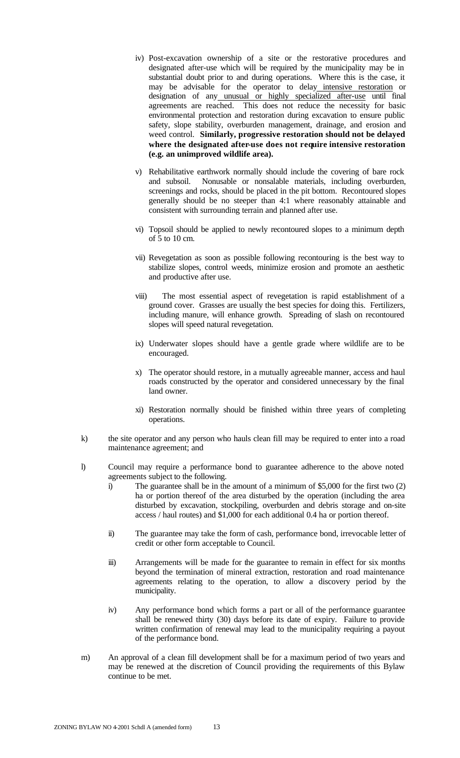iv) Post-excavation ownership of a site or the restorative procedures and designated after-use which will be required by the municipality may be in substantial doubt prior to and during operations. Where this is the case, it may be advisable for the operator to delay intensive restoration or designation of any unusual or highly specialized after-use until final agreements are reached. This does not reduce the necessity for basic environmental protection and restoration during excavation to ensure public safety, slope stability, overburden management, drainage, and erosion and weed control. **Similarly, progressive restoration should not be delayed where the designated after-use does not require intensive restoration (e.g. an unimproved wildlife area).**

v) Rehabilitative earthwork normally should include the covering of bare rock and subsoil. Nonusable or nonsalable materials, including overburden, screenings and rocks, should be placed in the pit bottom. Recontoured slopes generally should be no steeper than 4:1 where reasonably attainable and consistent with surrounding terrain and planned after use.

vi) Topsoil should be applied to newly recontoured slopes to a minimum depth of 5 to 10 cm.

vii) Revegetation as soon as possible following recontouring is the best way to stabilize slopes, control weeds, minimize erosion and promote an aesthetic and productive after use.

viii) The most essential aspect of revegetation is rapid establishment of a ground cover. Grasses are usually the best species for doing this. Fertilizers, including manure, will enhance growth. Spreading of slash on recontoured slopes will speed natural revegetation.

ix) Underwater slopes should have a gentle grade where wildlife are to be encouraged.

x) The operator should restore, in a mutually agreeable manner, access and haul roads constructed by the operator and considered unnecessary by the final land owner.

xi) Restoration normally should be finished within three years of completing operations.

k) the site operator and any person who hauls clean fill may be required to enter into a road maintenance agreement; and

l) Council may require a performance bond to guarantee adherence to the above noted agreements subject to the following.

i) The guarantee shall be in the amount of a minimum of $5,000 for the first two (2) ha or portion thereof of the area disturbed by the operation (including the area disturbed by excavation, stockpiling, overburden and debris storage and on-site access / haul routes) and $1,000 for each additional 0.4 ha or portion thereof.

ii) The guarantee may take the form of cash, performance bond, irrevocable letter of credit or other form acceptable to Council.

iii) Arrangements will be made for the guarantee to remain in effect for six months beyond the termination of mineral extraction, restoration and road maintenance agreements relating to the operation, to allow a discovery period by the municipality.

iv) Any performance bond which forms a part or all of the performance guarantee shall be renewed thirty (30) days before its date of expiry. Failure to provide written confirmation of renewal may lead to the municipality requiring a payout of the performance bond.

m) An approval of a clean fill development shall be for a maximum period of two years and may be renewed at the discretion of Council providing the requirements of this Bylaw continue to be met.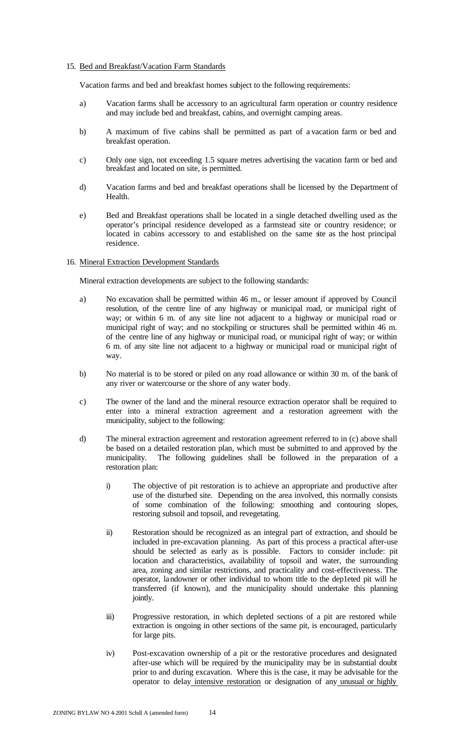15. Bed and Breakfast/Vacation Farm Standards

Vacation farms and bed and breakfast homes subject to the following requirements:

a) Vacation farms shall be accessory to an agricultural farm operation or country residence and may include bed and breakfast, cabins, and overnight camping areas.

b) A maximum of five cabins shall be permitted as part of a vacation farm or bed and breakfast operation.

c) Only one sign, not exceeding 1.5 square metres advertising the vacation farm or bed and breakfast and located on site, is permitted.

d) Vacation farms and bed and breakfast operations shall be licensed by the Department of Health.

e) Bed and Breakfast operations shall be located in a single detached dwelling used as the operator's principal residence developed as a farmstead site or country residence; or located in cabins accessory to and established on the same site as the host principal residence.

16. Mineral Extraction Development Standards

Mineral extraction developments are subject to the following standards:

a) No excavation shall be permitted within 46 m., or lesser amount if approved by Council resolution, of the centre line of any highway or municipal road, or municipal right of way; or within 6 m. of any site line not adjacent to a highway or municipal road or municipal right of way; and no stockpiling or structures shall be permitted within 46 m. of the centre line of any highway or municipal road, or municipal right of way; or within 6 m. of any site line not adjacent to a highway or municipal road or municipal right of way.

b) No material is to be stored or piled on any road allowance or within 30 m. of the bank of any river or watercourse or the shore of any water body.

c) The owner of the land and the mineral resource extraction operator shall be required to enter into a mineral extraction agreement and a restoration agreement with the municipality, subject to the following:

d) The mineral extraction agreement and restoration agreement referred to in (c) above shall be based on a detailed restoration plan, which must be submitted to and approved by the municipality. The following guidelines shall be followed in the preparation of a restoration plan:

   i) The objective of pit restoration is to achieve an appropriate and productive after use of the disturbed site. Depending on the area involved, this normally consists of some combination of the following: smoothing and contouring slopes, restoring subsoil and topsoil, and revegetating.

   ii) Restoration should be recognized as an integral part of extraction, and should be included in pre-excavation planning. As part of this process a practical after-use should be selected as early as is possible. Factors to consider include: pit location and characteristics, availability of topsoil and water, the surrounding area, zoning and similar restrictions, and practicality and cost-effectiveness. The operator, landowner or other individual to whom title to the dep1eted pit will he transferred (if known), and the municipality should undertake this planning jointly.

   iii) Progressive restoration, in which depleted sections of a pit are restored while extraction is ongoing in other sections of the same pit, is encouraged, particularly for large pits.

   iv) Post-excavation ownership of a pit or the restorative procedures and designated after-use which will be required by the municipality may be in substantial doubt prior to and during excavation. Where this is the case, it may be advisable for the operator to delay <u>intensive restoration</u> or designation of any <u>unusual or highly</u>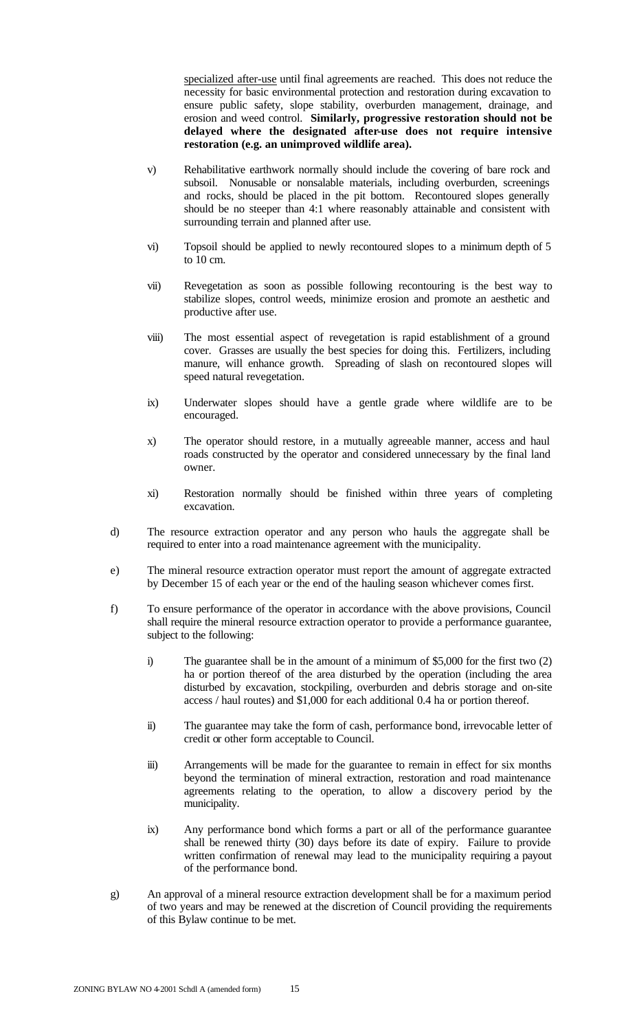specialized after-use until final agreements are reached. This does not reduce the necessity for basic environmental protection and restoration during excavation to ensure public safety, slope stability, overburden management, drainage, and erosion and weed control. **Similarly, progressive restoration should not be delayed where the designated after-use does not require intensive restoration (e.g. an unimproved wildlife area).**

v) Rehabilitative earthwork normally should include the covering of bare rock and subsoil. Nonusable or nonsalable materials, including overburden, screenings and rocks, should be placed in the pit bottom. Recontoured slopes generally should be no steeper than 4:1 where reasonably attainable and consistent with surrounding terrain and planned after use.

vi) Topsoil should be applied to newly recontoured slopes to a minimum depth of 5 to 10 cm.

vii) Revegetation as soon as possible following recontouring is the best way to stabilize slopes, control weeds, minimize erosion and promote an aesthetic and productive after use.

viii) The most essential aspect of revegetation is rapid establishment of a ground cover. Grasses are usually the best species for doing this. Fertilizers, including manure, will enhance growth. Spreading of slash on recontoured slopes will speed natural revegetation.

ix) Underwater slopes should have a gentle grade where wildlife are to be encouraged.

x) The operator should restore, in a mutually agreeable manner, access and haul roads constructed by the operator and considered unnecessary by the final land owner.

xi) Restoration normally should be finished within three years of completing excavation.

d) The resource extraction operator and any person who hauls the aggregate shall be required to enter into a road maintenance agreement with the municipality.

e) The mineral resource extraction operator must report the amount of aggregate extracted by December 15 of each year or the end of the hauling season whichever comes first.

f) To ensure performance of the operator in accordance with the above provisions, Council shall require the mineral resource extraction operator to provide a performance guarantee, subject to the following:

   i) The guarantee shall be in the amount of a minimum of $5,000 for the first two (2) ha or portion thereof of the area disturbed by the operation (including the area disturbed by excavation, stockpiling, overburden and debris storage and on-site access / haul routes) and $1,000 for each additional 0.4 ha or portion thereof.

   ii) The guarantee may take the form of cash, performance bond, irrevocable letter of credit or other form acceptable to Council.

   iii) Arrangements will be made for the guarantee to remain in effect for six months beyond the termination of mineral extraction, restoration and road maintenance agreements relating to the operation, to allow a discovery period by the municipality.

   ix) Any performance bond which forms a part or all of the performance guarantee shall be renewed thirty (30) days before its date of expiry. Failure to provide written confirmation of renewal may lead to the municipality requiring a payout of the performance bond.

g) An approval of a mineral resource extraction development shall be for a maximum period of two years and may be renewed at the discretion of Council providing the requirements of this Bylaw continue to be met.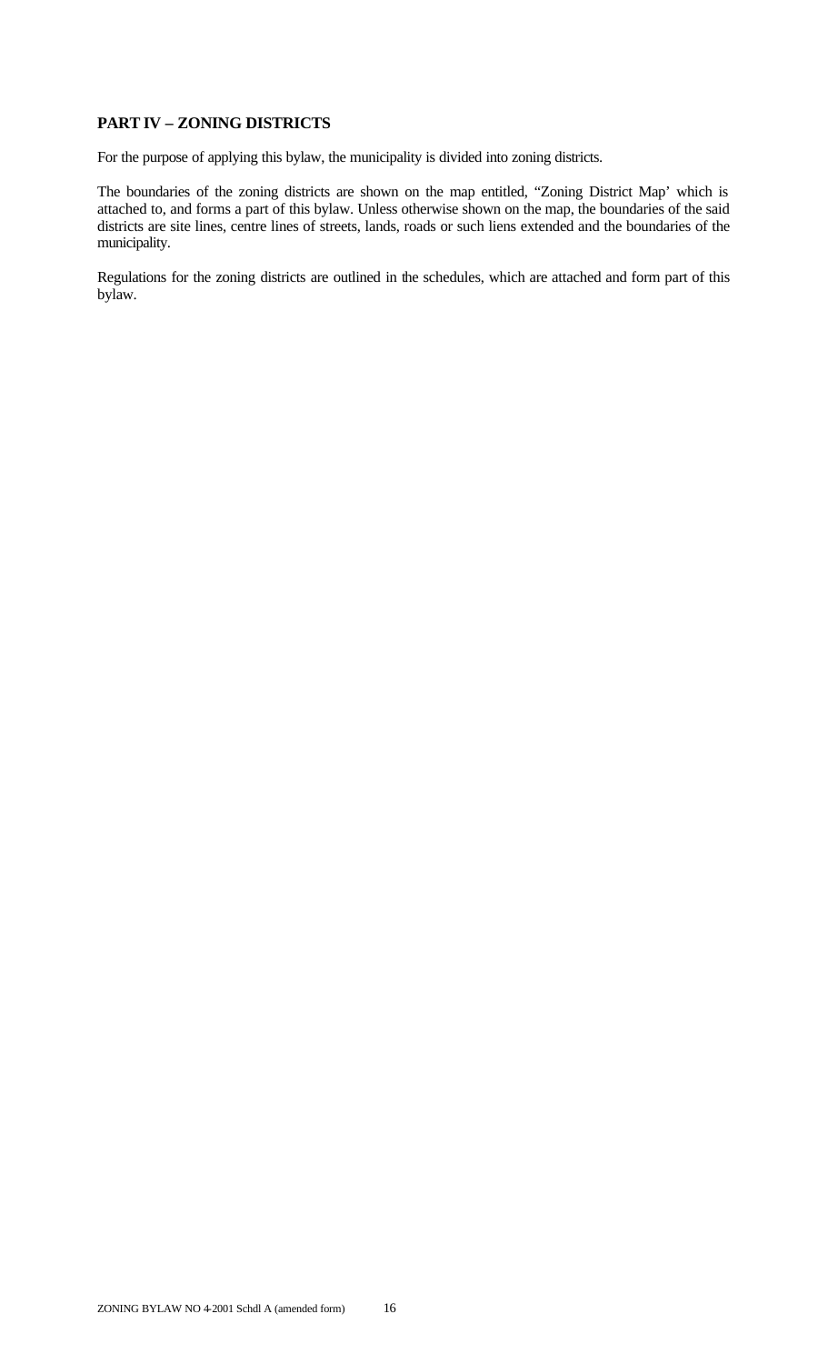**PART IV – ZONING DISTRICTS**

For the purpose of applying this bylaw, the municipality is divided into zoning districts.

The boundaries of the zoning districts are shown on the map entitled, "Zoning District Map' which is attached to, and forms a part of this bylaw. Unless otherwise shown on the map, the boundaries of the said districts are site lines, centre lines of streets, lands, roads or such liens extended and the boundaries of the municipality.

Regulations for the zoning districts are outlined in the schedules, which are attached and form part of this bylaw.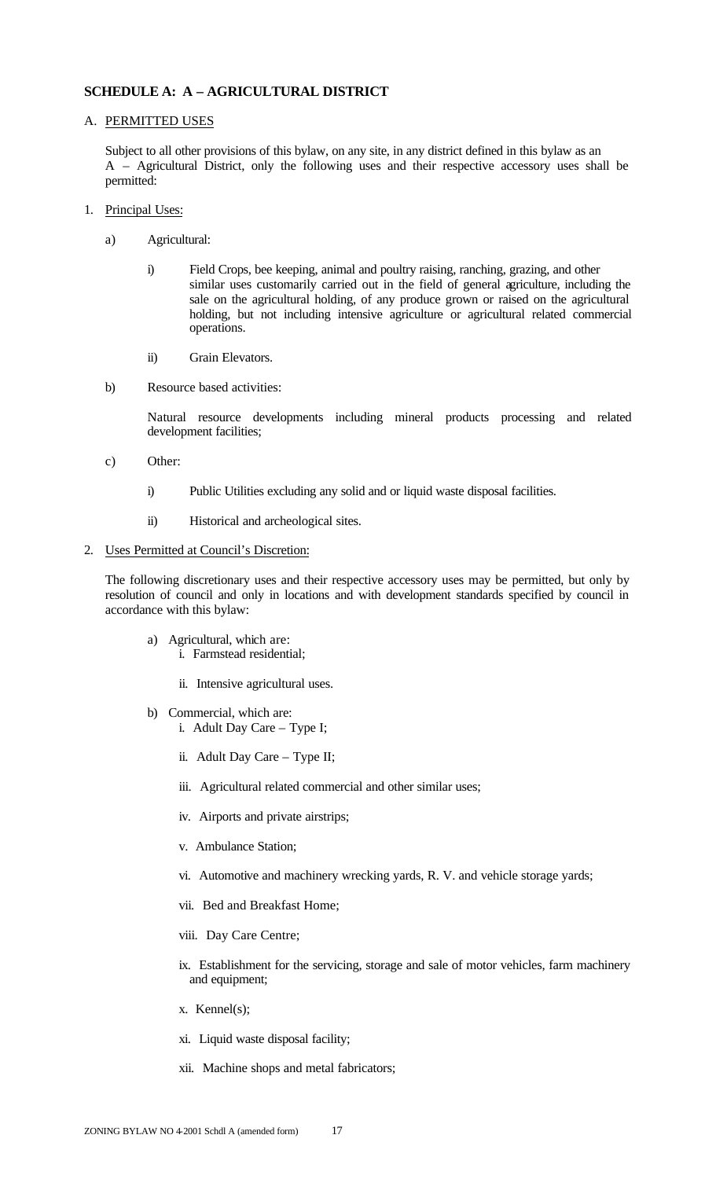## SCHEDULE A: A – AGRICULTURAL DISTRICT

### A. PERMITTED USES

Subject to all other provisions of this bylaw, on any site, in any district defined in this bylaw as an A – Agricultural District, only the following uses and their respective accessory uses shall be permitted:

1. Principal Uses:

   a) Agricultural:

      i) Field Crops, bee keeping, animal and poultry raising, ranching, grazing, and other similar uses customarily carried out in the field of general agriculture, including the sale on the agricultural holding, of any produce grown or raised on the agricultural holding, but not including intensive agriculture or agricultural related commercial operations.

      ii) Grain Elevators.

   b) Resource based activities:

      Natural resource developments including mineral products processing and related development facilities;

   c) Other:

      i) Public Utilities excluding any solid and or liquid waste disposal facilities.

      ii) Historical and archeological sites.

2. Uses Permitted at Council's Discretion:

   The following discretionary uses and their respective accessory uses may be permitted, but only by resolution of council and only in locations and with development standards specified by council in accordance with this bylaw:

   a) Agricultural, which are:
      i. Farmstead residential;

      ii. Intensive agricultural uses.

   b) Commercial, which are:
      i. Adult Day Care – Type I;

      ii. Adult Day Care – Type II;

      iii. Agricultural related commercial and other similar uses;

      iv. Airports and private airstrips;

      v. Ambulance Station;

      vi. Automotive and machinery wrecking yards, R. V. and vehicle storage yards;

      vii. Bed and Breakfast Home;

      viii. Day Care Centre;

      ix. Establishment for the servicing, storage and sale of motor vehicles, farm machinery and equipment;

      x. Kennel(s);

      xi. Liquid waste disposal facility;

      xii. Machine shops and metal fabricators;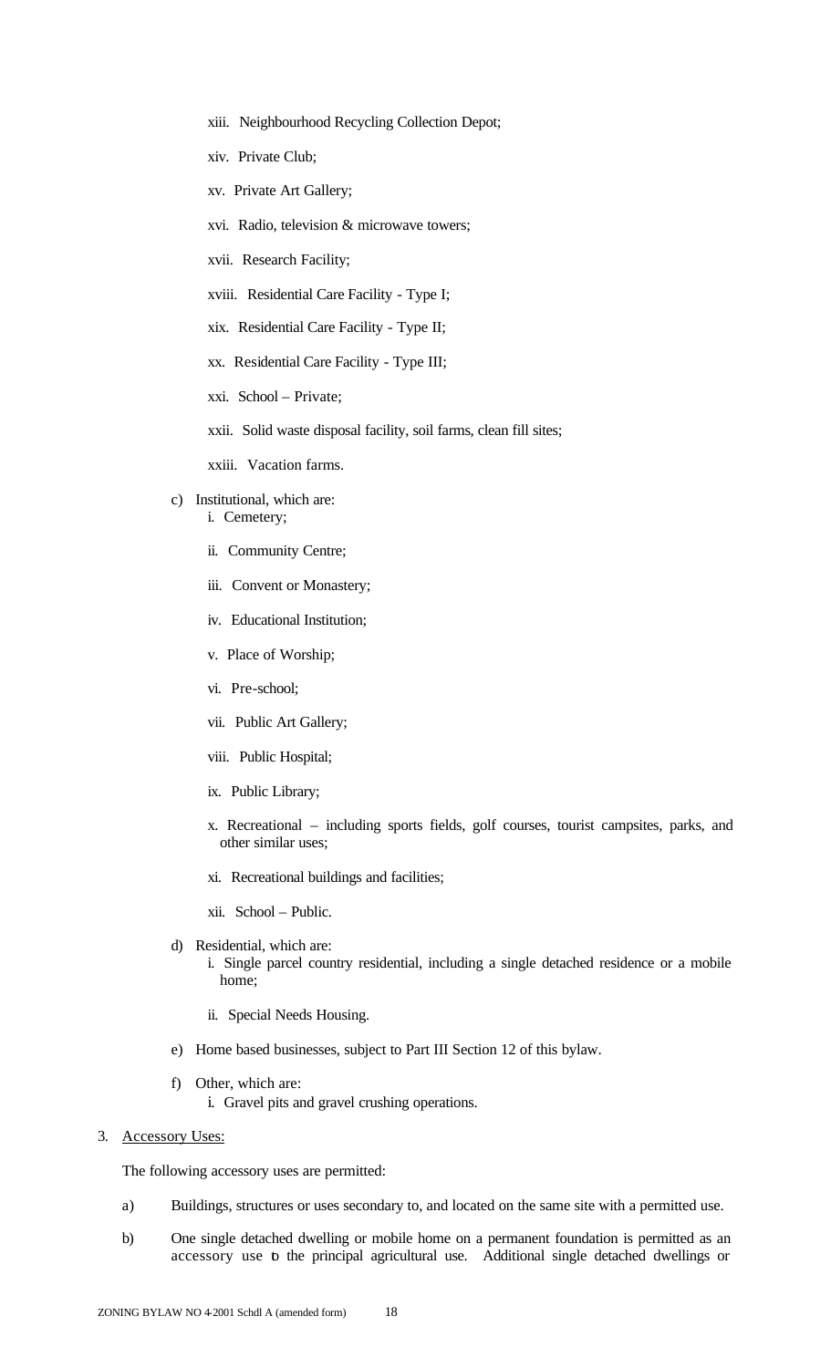xiii. Neighbourhood Recycling Collection Depot;

xiv. Private Club;

xv. Private Art Gallery;

xvi. Radio, television & microwave towers;

xvii. Research Facility;

xviii. Residential Care Facility - Type I;

xix. Residential Care Facility - Type II;

xx. Residential Care Facility - Type III;

xxi. School – Private;

xxii. Solid waste disposal facility, soil farms, clean fill sites;

xxiii. Vacation farms.

c) Institutional, which are:

i. Cemetery;

ii. Community Centre;

iii. Convent or Monastery;

iv. Educational Institution;

v. Place of Worship;

vi. Pre-school;

vii. Public Art Gallery;

viii. Public Hospital;

ix. Public Library;

x. Recreational – including sports fields, golf courses, tourist campsites, parks, and other similar uses;

xi. Recreational buildings and facilities;

xii. School – Public.

d) Residential, which are:

i. Single parcel country residential, including a single detached residence or a mobile home;

ii. Special Needs Housing.

e) Home based businesses, subject to Part III Section 12 of this bylaw.

f) Other, which are:

i. Gravel pits and gravel crushing operations.

3. Accessory Uses:

The following accessory uses are permitted:

a) Buildings, structures or uses secondary to, and located on the same site with a permitted use.

b) One single detached dwelling or mobile home on a permanent foundation is permitted as an accessory use to the principal agricultural use. Additional single detached dwellings or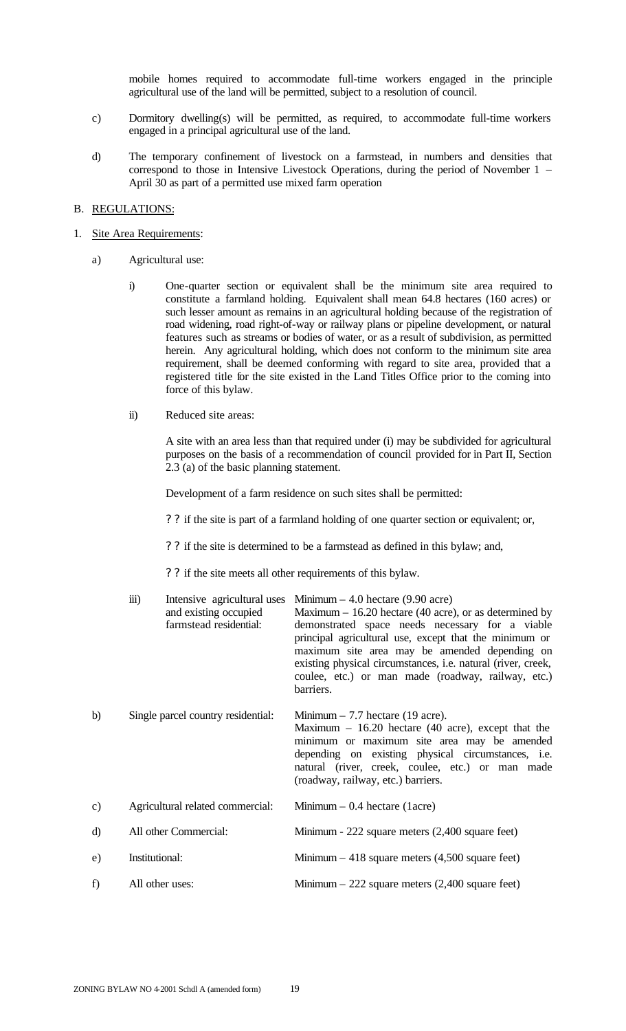mobile homes required to accommodate full-time workers engaged in the principle agricultural use of the land will be permitted, subject to a resolution of council.

c) Dormitory dwelling(s) will be permitted, as required, to accommodate full-time workers engaged in a principal agricultural use of the land.

d) The temporary confinement of livestock on a farmstead, in numbers and densities that correspond to those in Intensive Livestock Operations, during the period of November 1 – April 30 as part of a permitted use mixed farm operation

B. REGULATIONS:

1. Site Area Requirements:

   a) Agricultural use:

      i) One-quarter section or equivalent shall be the minimum site area required to constitute a farmland holding. Equivalent shall mean 64.8 hectares (160 acres) or such lesser amount as remains in an agricultural holding because of the registration of road widening, road right-of-way or railway plans or pipeline development, or natural features such as streams or bodies of water, or as a result of subdivision, as permitted herein. Any agricultural holding, which does not conform to the minimum site area requirement, shall be deemed conforming with regard to site area, provided that a registered title for the site existed in the Land Titles Office prior to the coming into force of this bylaw.

      ii) Reduced site areas:

         A site with an area less than that required under (i) may be subdivided for agricultural purposes on the basis of a recommendation of council provided for in Part II, Section 2.3 (a) of the basic planning statement.

         Development of a farm residence on such sites shall be permitted:

         ?? if the site is part of a farmland holding of one quarter section or equivalent; or,

         ?? if the site is determined to be a farmstead as defined in this bylaw; and,

         ?? if the site meets all other requirements of this bylaw.

      iii) Intensive agricultural uses and existing occupied farmstead residential: Minimum – 4.0 hectare (9.90 acre) Maximum – 16.20 hectare (40 acre), or as determined by demonstrated space needs necessary for a viable principal agricultural use, except that the minimum or maximum site area may be amended depending on existing physical circumstances, i.e. natural (river, creek, coulee, etc.) or man made (roadway, railway, etc.) barriers.

   b) Single parcel country residential: Minimum – 7.7 hectare (19 acre). Maximum – 16.20 hectare (40 acre), except that the minimum or maximum site area may be amended depending on existing physical circumstances, i.e. natural (river, creek, coulee, etc.) or man made (roadway, railway, etc.) barriers.

   c) Agricultural related commercial: Minimum – 0.4 hectare (1acre)

   d) All other Commercial: Minimum - 222 square meters (2,400 square feet)

   e) Institutional: Minimum – 418 square meters (4,500 square feet)

   f) All other uses: Minimum – 222 square meters (2,400 square feet)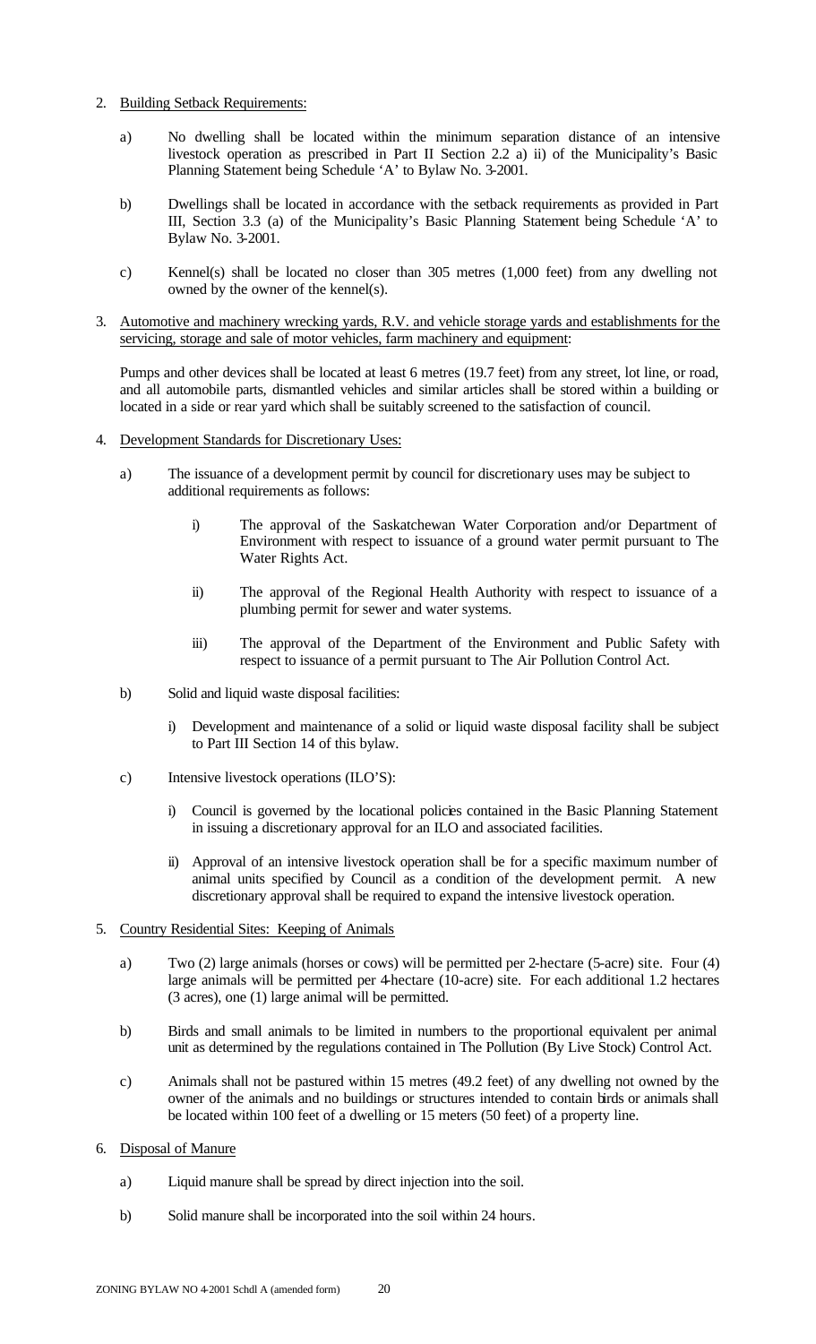2. <u>Building Setback Requirements:</u>

   a) No dwelling shall be located within the minimum separation distance of an intensive livestock operation as prescribed in Part II Section 2.2 a) ii) of the Municipality's Basic Planning Statement being Schedule 'A' to Bylaw No. 3-2001.

   b) Dwellings shall be located in accordance with the setback requirements as provided in Part III, Section 3.3 (a) of the Municipality's Basic Planning Statement being Schedule 'A' to Bylaw No. 3-2001.

   c) Kennel(s) shall be located no closer than 305 metres (1,000 feet) from any dwelling not owned by the owner of the kennel(s).

3. <u>Automotive and machinery wrecking yards, R.V. and vehicle storage yards and establishments for the servicing, storage and sale of motor vehicles, farm machinery and equipment</u>:

   Pumps and other devices shall be located at least 6 metres (19.7 feet) from any street, lot line, or road, and all automobile parts, dismantled vehicles and similar articles shall be stored within a building or located in a side or rear yard which shall be suitably screened to the satisfaction of council.

4. <u>Development Standards for Discretionary Uses:</u>

   a) The issuance of a development permit by council for discretionary uses may be subject to additional requirements as follows:

      i) The approval of the Saskatchewan Water Corporation and/or Department of Environment with respect to issuance of a ground water permit pursuant to The Water Rights Act.

      ii) The approval of the Regional Health Authority with respect to issuance of a plumbing permit for sewer and water systems.

      iii) The approval of the Department of the Environment and Public Safety with respect to issuance of a permit pursuant to The Air Pollution Control Act.

   b) Solid and liquid waste disposal facilities:

      i) Development and maintenance of a solid or liquid waste disposal facility shall be subject to Part III Section 14 of this bylaw.

   c) Intensive livestock operations (ILO'S):

      i) Council is governed by the locational policies contained in the Basic Planning Statement in issuing a discretionary approval for an ILO and associated facilities.

      ii) Approval of an intensive livestock operation shall be for a specific maximum number of animal units specified by Council as a condition of the development permit. A new discretionary approval shall be required to expand the intensive livestock operation.

5. <u>Country Residential Sites: Keeping of Animals</u>

   a) Two (2) large animals (horses or cows) will be permitted per 2-hectare (5-acre) site. Four (4) large animals will be permitted per 4-hectare (10-acre) site. For each additional 1.2 hectares (3 acres), one (1) large animal will be permitted.

   b) Birds and small animals to be limited in numbers to the proportional equivalent per animal unit as determined by the regulations contained in The Pollution (By Live Stock) Control Act.

   c) Animals shall not be pastured within 15 metres (49.2 feet) of any dwelling not owned by the owner of the animals and no buildings or structures intended to contain birds or animals shall be located within 100 feet of a dwelling or 15 meters (50 feet) of a property line.

6. <u>Disposal of Manure</u>

   a) Liquid manure shall be spread by direct injection into the soil.

   b) Solid manure shall be incorporated into the soil within 24 hours.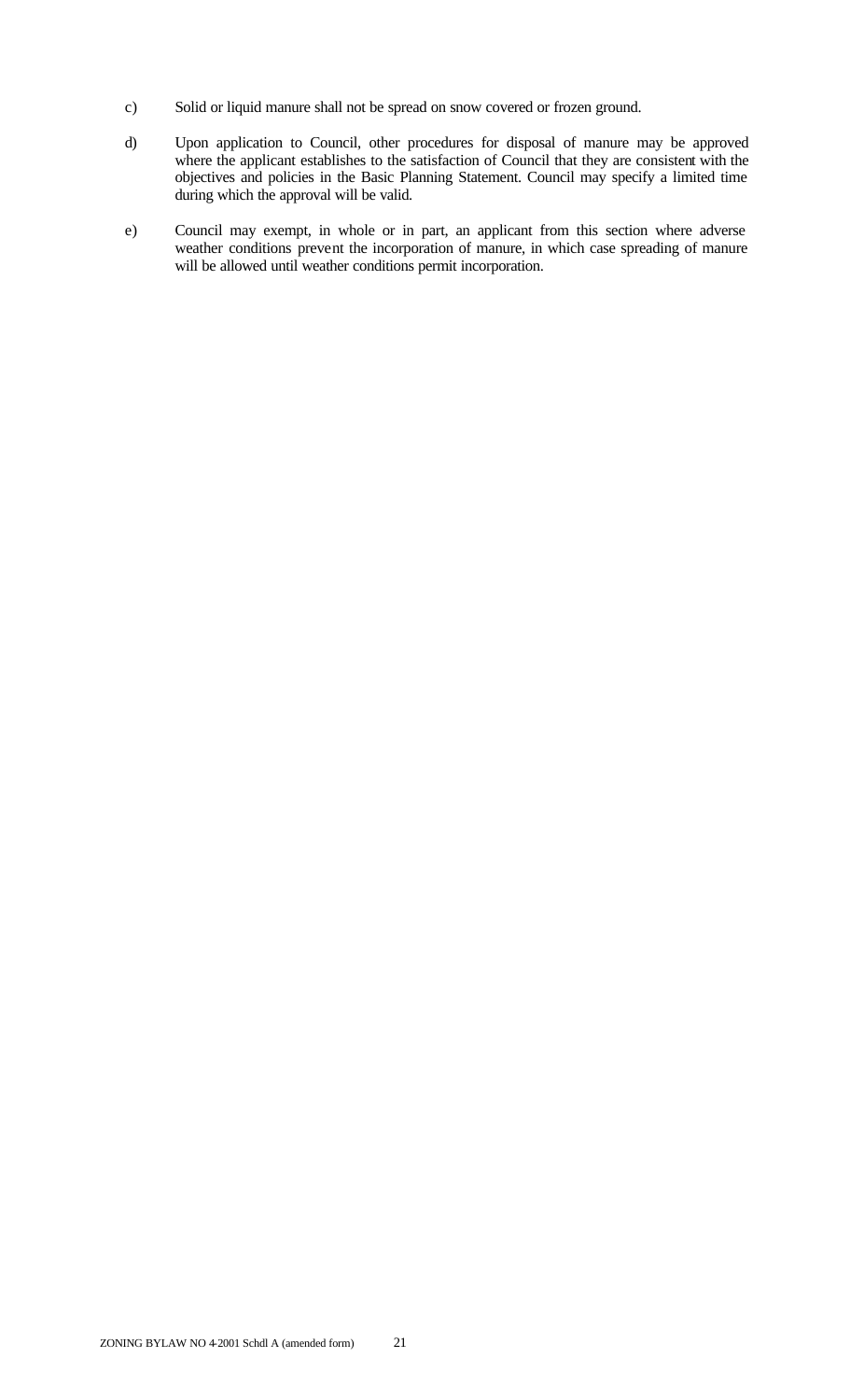c) Solid or liquid manure shall not be spread on snow covered or frozen ground.

d) Upon application to Council, other procedures for disposal of manure may be approved where the applicant establishes to the satisfaction of Council that they are consistent with the objectives and policies in the Basic Planning Statement. Council may specify a limited time during which the approval will be valid.

e) Council may exempt, in whole or in part, an applicant from this section where adverse weather conditions prevent the incorporation of manure, in which case spreading of manure will be allowed until weather conditions permit incorporation.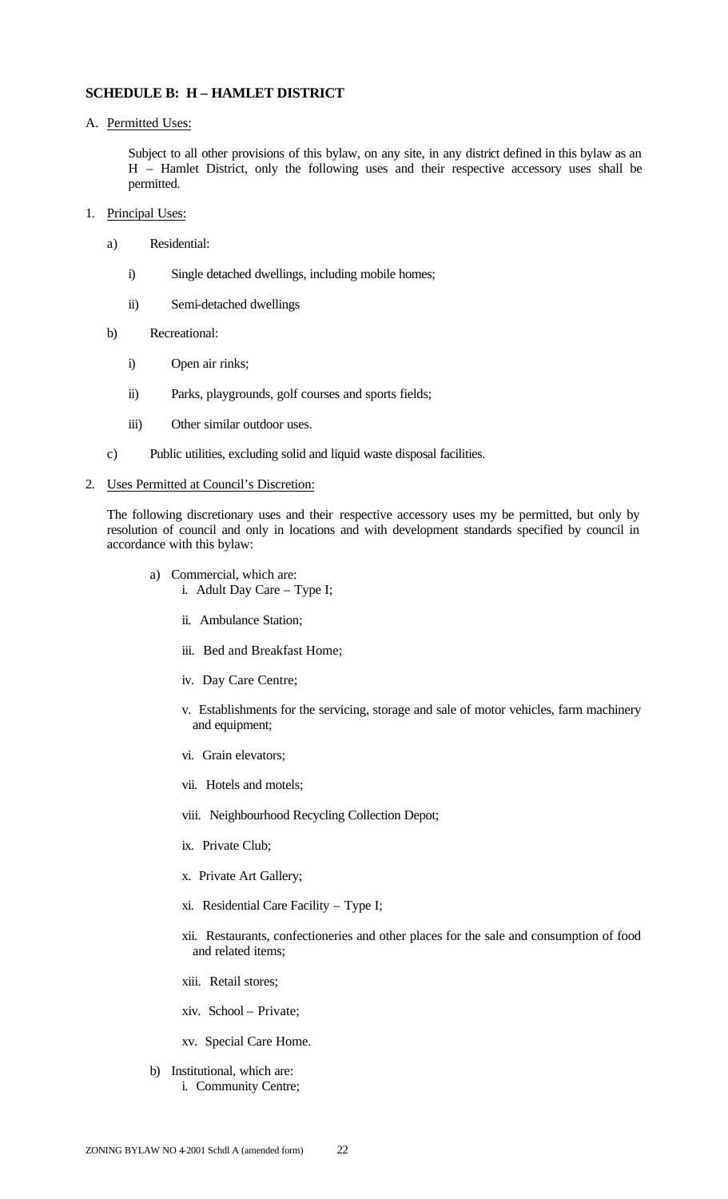## SCHEDULE B: H – HAMLET DISTRICT

A. Permitted Uses:

Subject to all other provisions of this bylaw, on any site, in any district defined in this bylaw as an H – Hamlet District, only the following uses and their respective accessory uses shall be permitted.

1. Principal Uses:

   a) Residential:

      i) Single detached dwellings, including mobile homes;

      ii) Semi-detached dwellings

   b) Recreational:

      i) Open air rinks;

      ii) Parks, playgrounds, golf courses and sports fields;

      iii) Other similar outdoor uses.

   c) Public utilities, excluding solid and liquid waste disposal facilities.

2. Uses Permitted at Council's Discretion:

   The following discretionary uses and their respective accessory uses my be permitted, but only by resolution of council and only in locations and with development standards specified by council in accordance with this bylaw:

   a) Commercial, which are:

      i. Adult Day Care – Type I;

      ii. Ambulance Station;

      iii. Bed and Breakfast Home;

      iv. Day Care Centre;

      v. Establishments for the servicing, storage and sale of motor vehicles, farm machinery and equipment;

      vi. Grain elevators;

      vii. Hotels and motels;

      viii. Neighbourhood Recycling Collection Depot;

      ix. Private Club;

      x. Private Art Gallery;

      xi. Residential Care Facility – Type I;

      xii. Restaurants, confectioneries and other places for the sale and consumption of food and related items;

      xiii. Retail stores;

      xiv. School – Private;

      xv. Special Care Home.

   b) Institutional, which are:

      i. Community Centre;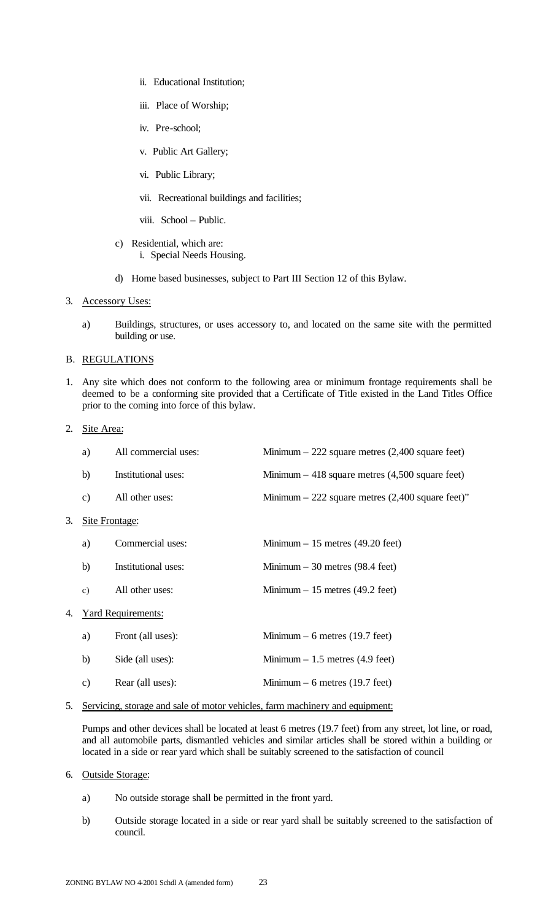ii. Educational Institution;

iii. Place of Worship;

iv. Pre-school;

v. Public Art Gallery;

vi. Public Library;

vii. Recreational buildings and facilities;

viii. School – Public.

c) Residential, which are:
   i. Special Needs Housing.

d) Home based businesses, subject to Part III Section 12 of this Bylaw.

3. Accessory Uses:

   a) Buildings, structures, or uses accessory to, and located on the same site with the permitted building or use.

B. REGULATIONS

1. Any site which does not conform to the following area or minimum frontage requirements shall be deemed to be a conforming site provided that a Certificate of Title existed in the Land Titles Office prior to the coming into force of this bylaw.

2. Site Area:

| | | |
|---|---|---|
| a) | All commercial uses: | Minimum – 222 square metres (2,400 square feet) |
| b) | Institutional uses: | Minimum – 418 square metres (4,500 square feet) |
| c) | All other uses: | Minimum – 222 square metres (2,400 square feet)" |

3. Site Frontage:

| | | |
|---|---|---|
| a) | Commercial uses: | Minimum – 15 metres (49.20 feet) |
| b) | Institutional uses: | Minimum – 30 metres (98.4 feet) |
| c) | All other uses: | Minimum – 15 metres (49.2 feet) |

4. Yard Requirements:

| | | |
|---|---|---|
| a) | Front (all uses): | Minimum – 6 metres (19.7 feet) |
| b) | Side (all uses): | Minimum – 1.5 metres (4.9 feet) |
| c) | Rear (all uses): | Minimum – 6 metres (19.7 feet) |

5. Servicing, storage and sale of motor vehicles, farm machinery and equipment:

   Pumps and other devices shall be located at least 6 metres (19.7 feet) from any street, lot line, or road, and all automobile parts, dismantled vehicles and similar articles shall be stored within a building or located in a side or rear yard which shall be suitably screened to the satisfaction of council

6. Outside Storage:

   a) No outside storage shall be permitted in the front yard.

   b) Outside storage located in a side or rear yard shall be suitably screened to the satisfaction of council.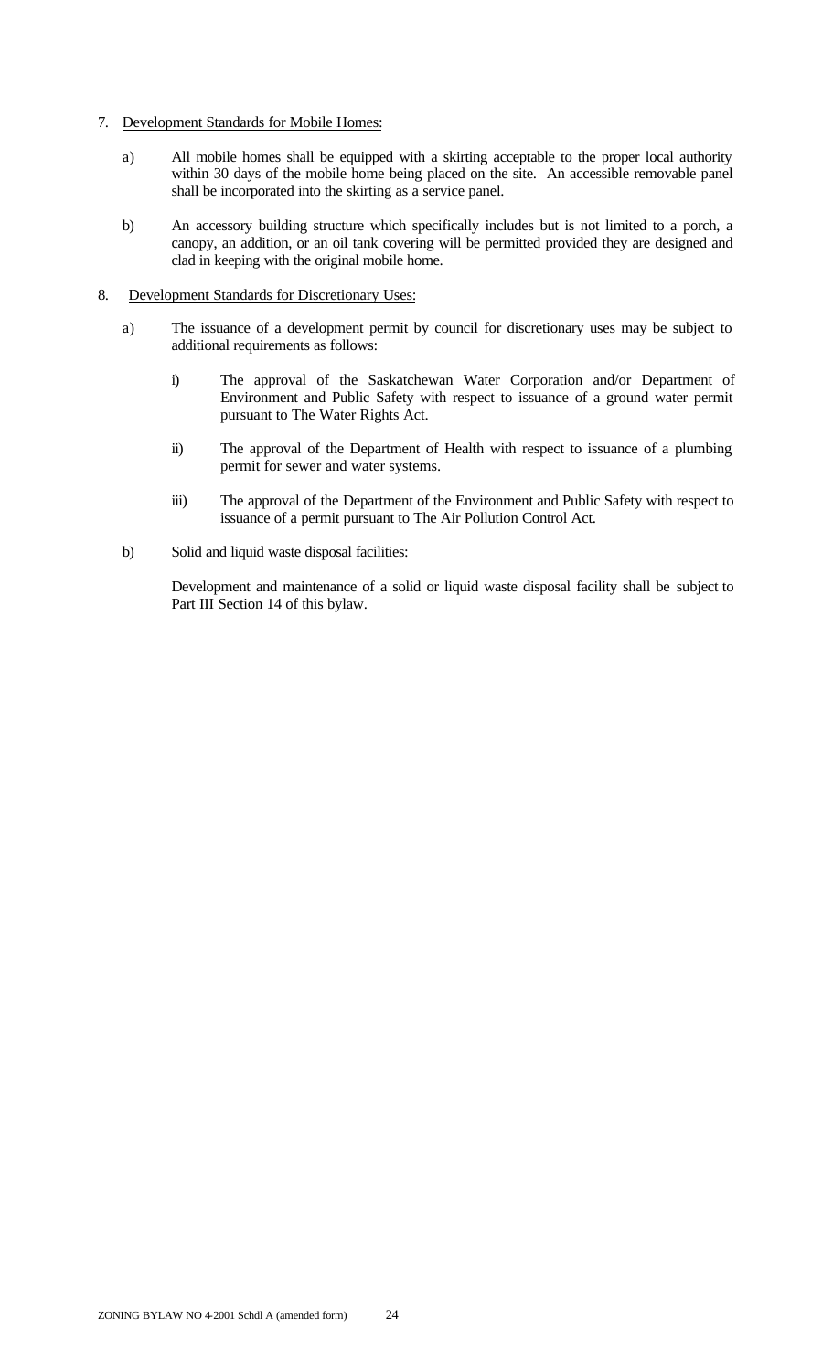7. <u>Development Standards for Mobile Homes:</u>

   a) All mobile homes shall be equipped with a skirting acceptable to the proper local authority within 30 days of the mobile home being placed on the site. An accessible removable panel shall be incorporated into the skirting as a service panel.

   b) An accessory building structure which specifically includes but is not limited to a porch, a canopy, an addition, or an oil tank covering will be permitted provided they are designed and clad in keeping with the original mobile home.

8. <u>Development Standards for Discretionary Uses:</u>

   a) The issuance of a development permit by council for discretionary uses may be subject to additional requirements as follows:

      i) The approval of the Saskatchewan Water Corporation and/or Department of Environment and Public Safety with respect to issuance of a ground water permit pursuant to The Water Rights Act.

      ii) The approval of the Department of Health with respect to issuance of a plumbing permit for sewer and water systems.

      iii) The approval of the Department of the Environment and Public Safety with respect to issuance of a permit pursuant to The Air Pollution Control Act.

   b) Solid and liquid waste disposal facilities:

      Development and maintenance of a solid or liquid waste disposal facility shall be subject to Part III Section 14 of this bylaw.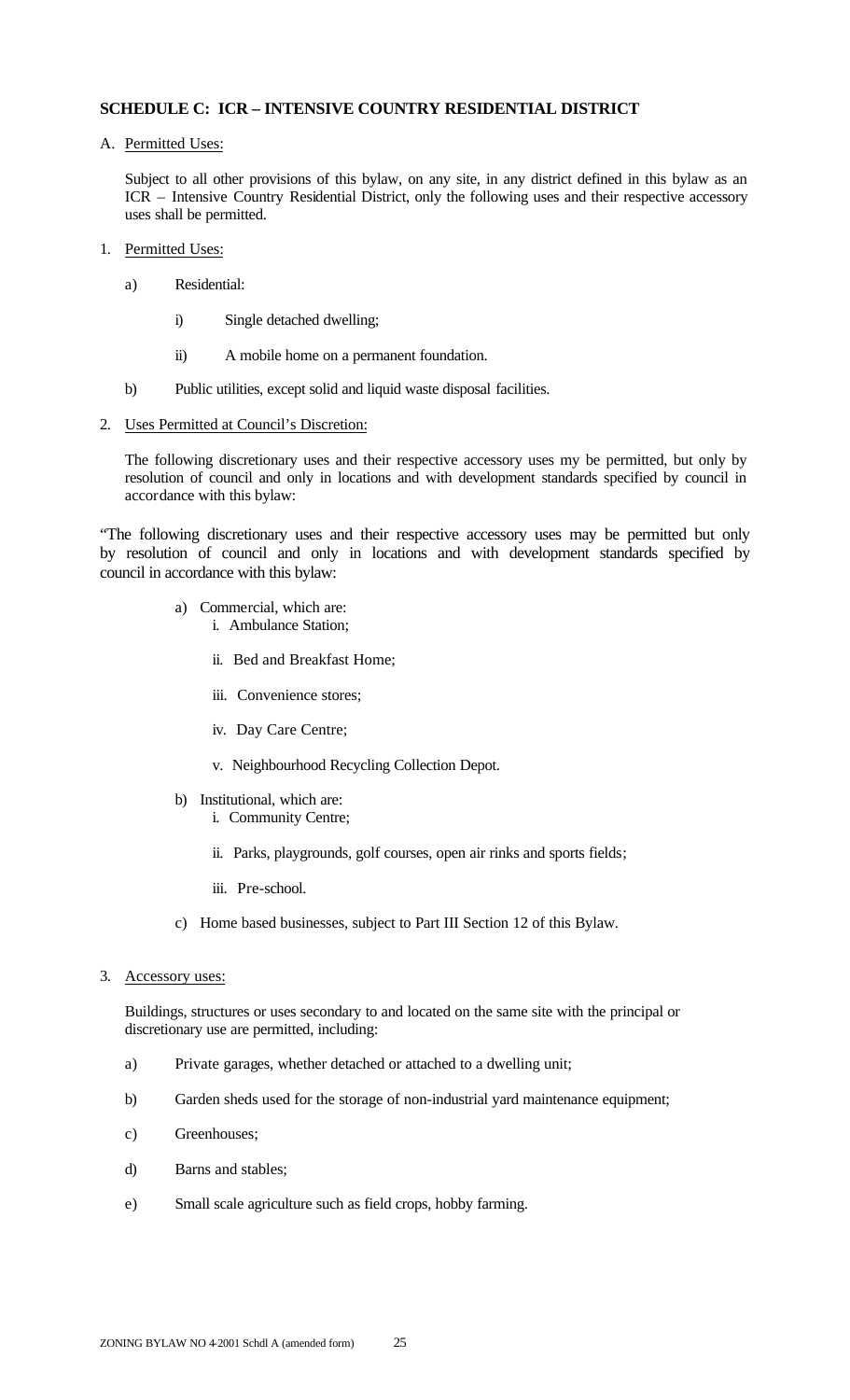## SCHEDULE C: ICR – INTENSIVE COUNTRY RESIDENTIAL DISTRICT

A. Permitted Uses:

Subject to all other provisions of this bylaw, on any site, in any district defined in this bylaw as an ICR – Intensive Country Residential District, only the following uses and their respective accessory uses shall be permitted.

1. Permitted Uses:

   a) Residential:

      i) Single detached dwelling;

      ii) A mobile home on a permanent foundation.

   b) Public utilities, except solid and liquid waste disposal facilities.

2. Uses Permitted at Council's Discretion:

   The following discretionary uses and their respective accessory uses my be permitted, but only by resolution of council and only in locations and with development standards specified by council in accordance with this bylaw:

"The following discretionary uses and their respective accessory uses may be permitted but only by resolution of council and only in locations and with development standards specified by council in accordance with this bylaw:

   a) Commercial, which are:
      i. Ambulance Station;
      ii. Bed and Breakfast Home;
      iii. Convenience stores;
      iv. Day Care Centre;
      v. Neighbourhood Recycling Collection Depot.

   b) Institutional, which are:
      i. Community Centre;
      ii. Parks, playgrounds, golf courses, open air rinks and sports fields;
      iii. Pre-school.

   c) Home based businesses, subject to Part III Section 12 of this Bylaw.

3. Accessory uses:

   Buildings, structures or uses secondary to and located on the same site with the principal or discretionary use are permitted, including:

   a) Private garages, whether detached or attached to a dwelling unit;

   b) Garden sheds used for the storage of non-industrial yard maintenance equipment;

   c) Greenhouses;

   d) Barns and stables;

   e) Small scale agriculture such as field crops, hobby farming.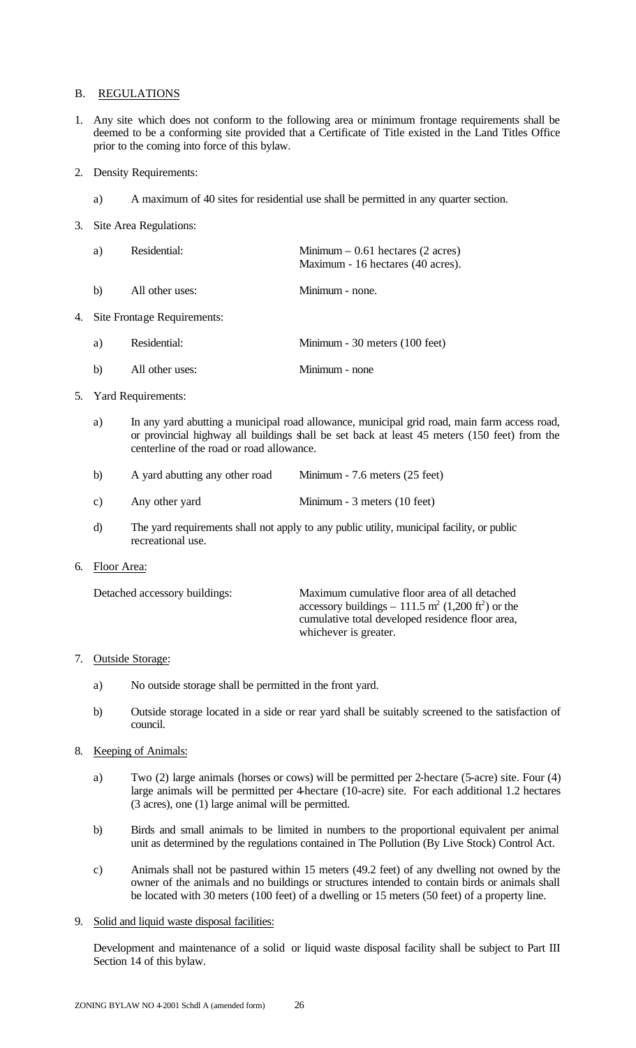## B. REGULATIONS

1. Any site which does not conform to the following area or minimum frontage requirements shall be deemed to be a conforming site provided that a Certificate of Title existed in the Land Titles Office prior to the coming into force of this bylaw.

2. Density Requirements:

   a) A maximum of 40 sites for residential use shall be permitted in any quarter section.

3. Site Area Regulations:

   a) Residential: Minimum – 0.61 hectares (2 acres) Maximum - 16 hectares (40 acres).

   b) All other uses: Minimum - none.

4. Site Frontage Requirements:

   a) Residential: Minimum - 30 meters (100 feet)

   b) All other uses: Minimum - none

5. Yard Requirements:

   a) In any yard abutting a municipal road allowance, municipal grid road, main farm access road, or provincial highway all buildings shall be set back at least 45 meters (150 feet) from the centerline of the road or road allowance.

   b) A yard abutting any other road Minimum - 7.6 meters (25 feet)

   c) Any other yard Minimum - 3 meters (10 feet)

   d) The yard requirements shall not apply to any public utility, municipal facility, or public recreational use.

6. Floor Area:

   Detached accessory buildings: Maximum cumulative floor area of all detached accessory buildings – 111.5 $m^2$ (1,200 $ft^2$) or the cumulative total developed residence floor area, whichever is greater.

7. Outside Storage:

   a) No outside storage shall be permitted in the front yard.

   b) Outside storage located in a side or rear yard shall be suitably screened to the satisfaction of council.

8. Keeping of Animals:

   a) Two (2) large animals (horses or cows) will be permitted per 2-hectare (5-acre) site. Four (4) large animals will be permitted per 4-hectare (10-acre) site. For each additional 1.2 hectares (3 acres), one (1) large animal will be permitted.

   b) Birds and small animals to be limited in numbers to the proportional equivalent per animal unit as determined by the regulations contained in The Pollution (By Live Stock) Control Act.

   c) Animals shall not be pastured within 15 meters (49.2 feet) of any dwelling not owned by the owner of the animals and no buildings or structures intended to contain birds or animals shall be located with 30 meters (100 feet) of a dwelling or 15 meters (50 feet) of a property line.

9. Solid and liquid waste disposal facilities:

   Development and maintenance of a solid or liquid waste disposal facility shall be subject to Part III Section 14 of this bylaw.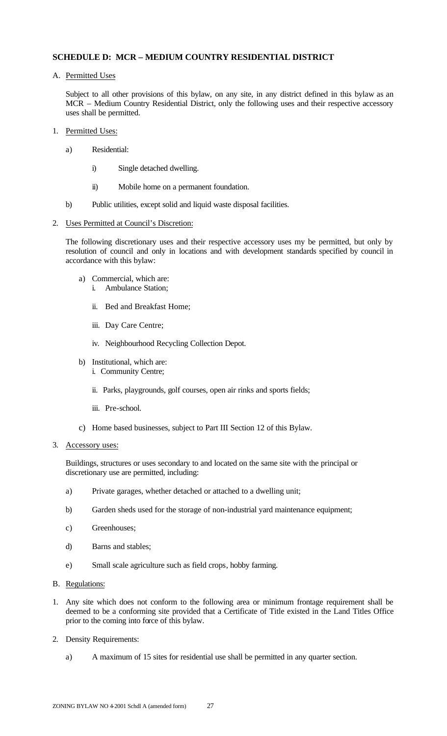## SCHEDULE D: MCR – MEDIUM COUNTRY RESIDENTIAL DISTRICT

A. Permitted Uses

Subject to all other provisions of this bylaw, on any site, in any district defined in this bylaw as an MCR – Medium Country Residential District, only the following uses and their respective accessory uses shall be permitted.

1. Permitted Uses:

   a) Residential:

      i) Single detached dwelling.

      ii) Mobile home on a permanent foundation.

   b) Public utilities, except solid and liquid waste disposal facilities.

2. Uses Permitted at Council's Discretion:

   The following discretionary uses and their respective accessory uses my be permitted, but only by resolution of council and only in locations and with development standards specified by council in accordance with this bylaw:

   a) Commercial, which are:
      i. Ambulance Station;

      ii. Bed and Breakfast Home;

      iii. Day Care Centre;

      iv. Neighbourhood Recycling Collection Depot.

   b) Institutional, which are:
      i. Community Centre;

      ii. Parks, playgrounds, golf courses, open air rinks and sports fields;

      iii. Pre-school.

   c) Home based businesses, subject to Part III Section 12 of this Bylaw.

3. Accessory uses:

   Buildings, structures or uses secondary to and located on the same site with the principal or discretionary use are permitted, including:

   a) Private garages, whether detached or attached to a dwelling unit;

   b) Garden sheds used for the storage of non-industrial yard maintenance equipment;

   c) Greenhouses;

   d) Barns and stables;

   e) Small scale agriculture such as field crops, hobby farming.

B. Regulations:

1. Any site which does not conform to the following area or minimum frontage requirement shall be deemed to be a conforming site provided that a Certificate of Title existed in the Land Titles Office prior to the coming into force of this bylaw.

2. Density Requirements:

   a) A maximum of 15 sites for residential use shall be permitted in any quarter section.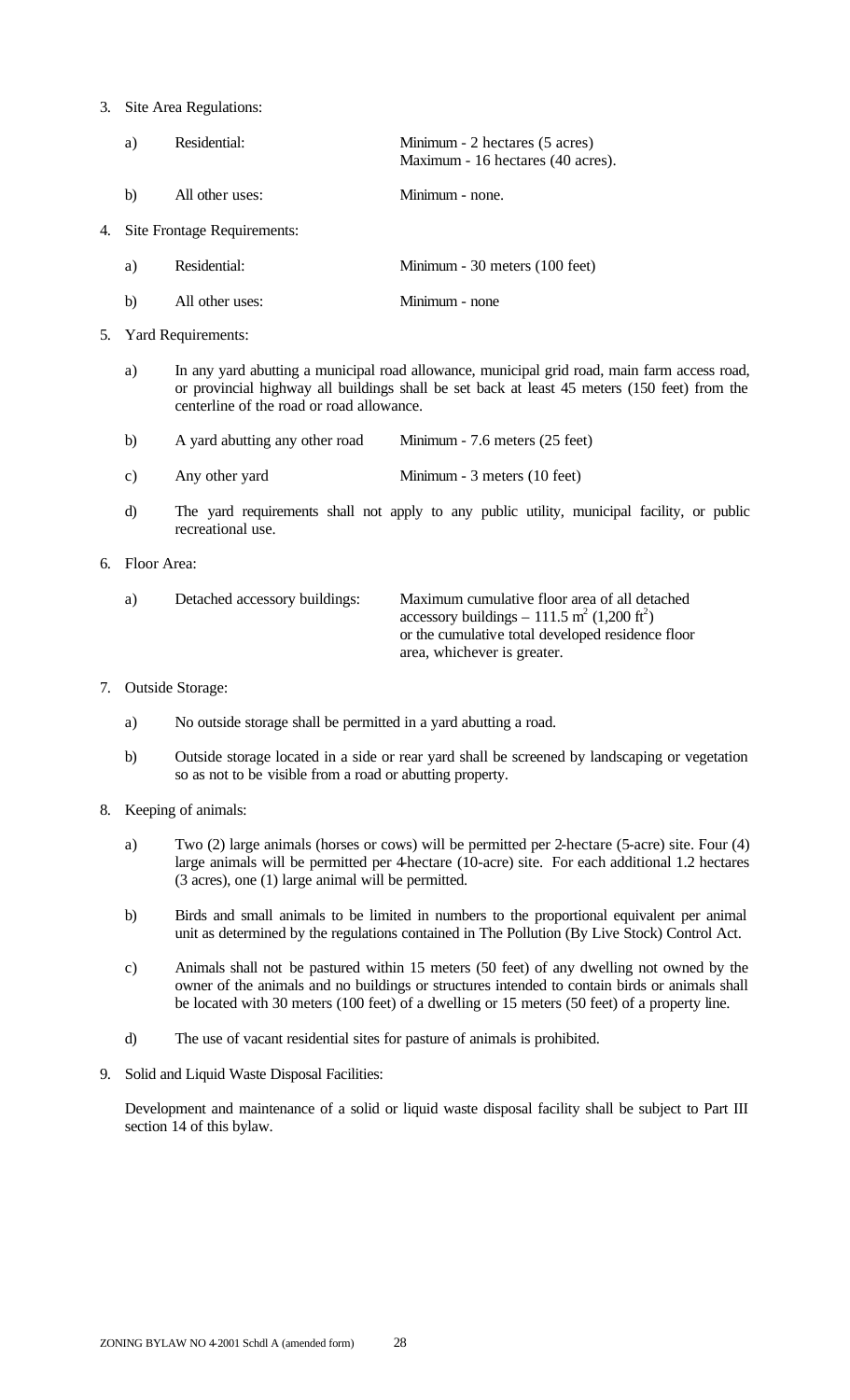3. Site Area Regulations:

   a) Residential: Minimum - 2 hectares (5 acres)
      Maximum - 16 hectares (40 acres).

   b) All other uses: Minimum - none.

4. Site Frontage Requirements:

   a) Residential: Minimum - 30 meters (100 feet)

   b) All other uses: Minimum - none

5. Yard Requirements:

   a) In any yard abutting a municipal road allowance, municipal grid road, main farm access road, or provincial highway all buildings shall be set back at least 45 meters (150 feet) from the centerline of the road or road allowance.

   b) A yard abutting any other road Minimum - 7.6 meters (25 feet)

   c) Any other yard Minimum - 3 meters (10 feet)

   d) The yard requirements shall not apply to any public utility, municipal facility, or public recreational use.

6. Floor Area:

   a) Detached accessory buildings: Maximum cumulative floor area of all detached accessory buildings – 111.5 $m^2$ (1,200 $ft^2$) or the cumulative total developed residence floor area, whichever is greater.

7. Outside Storage:

   a) No outside storage shall be permitted in a yard abutting a road.

   b) Outside storage located in a side or rear yard shall be screened by landscaping or vegetation so as not to be visible from a road or abutting property.

8. Keeping of animals:

   a) Two (2) large animals (horses or cows) will be permitted per 2-hectare (5-acre) site. Four (4) large animals will be permitted per 4-hectare (10-acre) site. For each additional 1.2 hectares (3 acres), one (1) large animal will be permitted.

   b) Birds and small animals to be limited in numbers to the proportional equivalent per animal unit as determined by the regulations contained in The Pollution (By Live Stock) Control Act.

   c) Animals shall not be pastured within 15 meters (50 feet) of any dwelling not owned by the owner of the animals and no buildings or structures intended to contain birds or animals shall be located with 30 meters (100 feet) of a dwelling or 15 meters (50 feet) of a property line.

   d) The use of vacant residential sites for pasture of animals is prohibited.

9. Solid and Liquid Waste Disposal Facilities:

   Development and maintenance of a solid or liquid waste disposal facility shall be subject to Part III section 14 of this bylaw.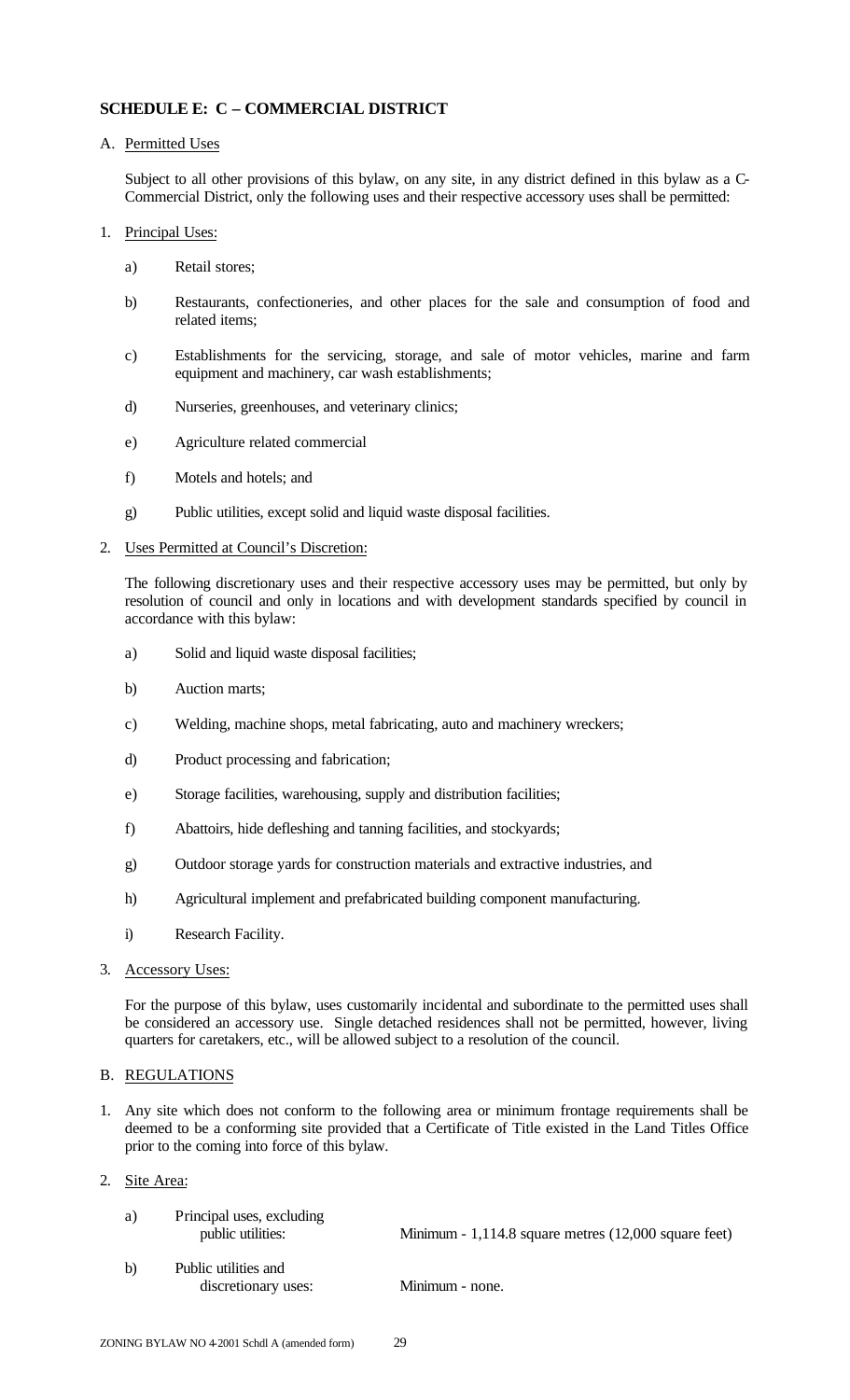## SCHEDULE E: C – COMMERCIAL DISTRICT

A. Permitted Uses

Subject to all other provisions of this bylaw, on any site, in any district defined in this bylaw as a C-Commercial District, only the following uses and their respective accessory uses shall be permitted:

1. Principal Uses:

   a) Retail stores;

   b) Restaurants, confectioneries, and other places for the sale and consumption of food and related items;

   c) Establishments for the servicing, storage, and sale of motor vehicles, marine and farm equipment and machinery, car wash establishments;

   d) Nurseries, greenhouses, and veterinary clinics;

   e) Agriculture related commercial

   f) Motels and hotels; and

   g) Public utilities, except solid and liquid waste disposal facilities.

2. Uses Permitted at Council's Discretion:

   The following discretionary uses and their respective accessory uses may be permitted, but only by resolution of council and only in locations and with development standards specified by council in accordance with this bylaw:

   a) Solid and liquid waste disposal facilities;

   b) Auction marts;

   c) Welding, machine shops, metal fabricating, auto and machinery wreckers;

   d) Product processing and fabrication;

   e) Storage facilities, warehousing, supply and distribution facilities;

   f) Abattoirs, hide defleshing and tanning facilities, and stockyards;

   g) Outdoor storage yards for construction materials and extractive industries, and

   h) Agricultural implement and prefabricated building component manufacturing.

   i) Research Facility.

3. Accessory Uses:

   For the purpose of this bylaw, uses customarily incidental and subordinate to the permitted uses shall be considered an accessory use. Single detached residences shall not be permitted, however, living quarters for caretakers, etc., will be allowed subject to a resolution of the council.

B. REGULATIONS

1. Any site which does not conform to the following area or minimum frontage requirements shall be deemed to be a conforming site provided that a Certificate of Title existed in the Land Titles Office prior to the coming into force of this bylaw.

2. Site Area:

   a) Principal uses, excluding public utilities: Minimum - 1,114.8 square metres (12,000 square feet)

   b) Public utilities and discretionary uses: Minimum - none.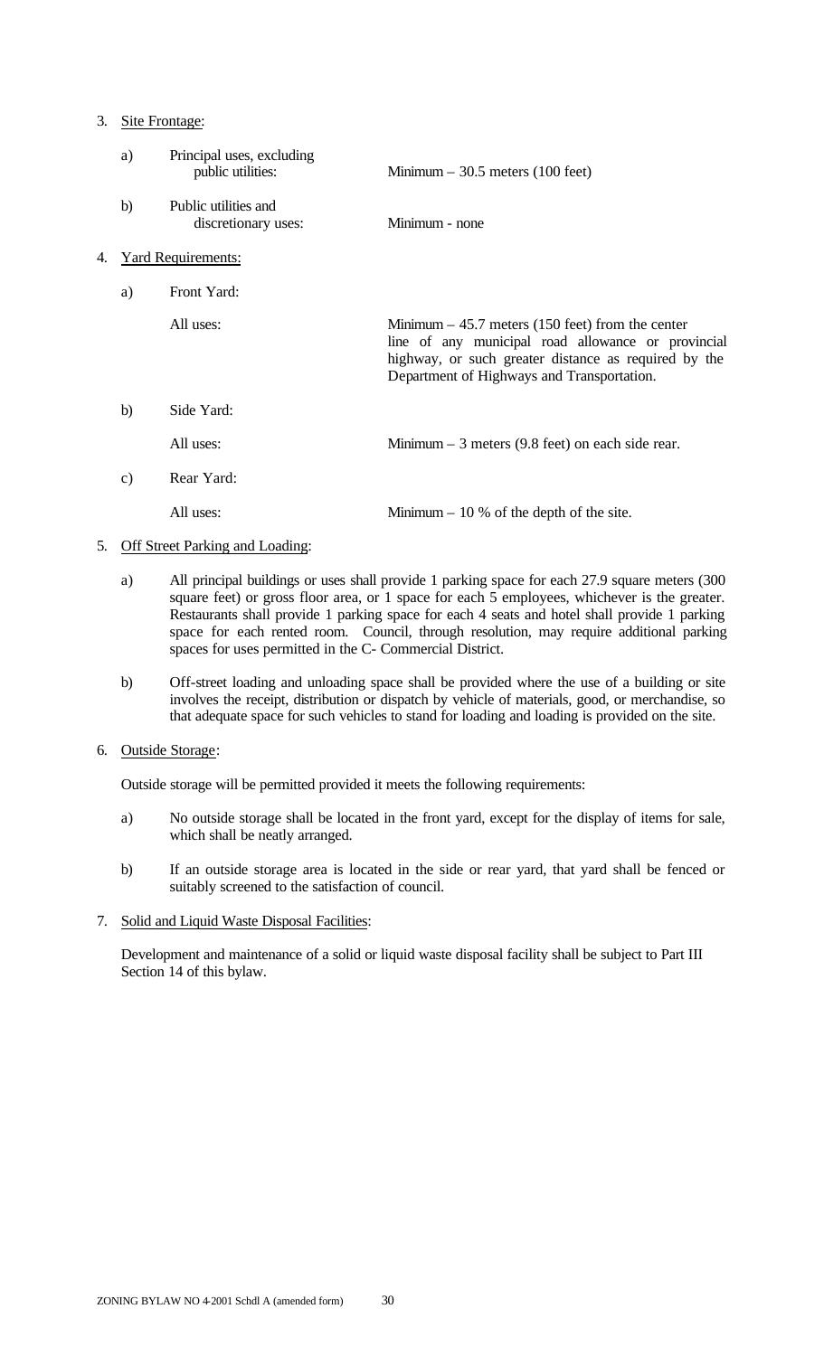3. <u>Site Frontage</u>:

   a) Principal uses, excluding public utilities: Minimum – 30.5 meters (100 feet)

   b) Public utilities and discretionary uses: Minimum - none

4. <u>Yard Requirements</u>:

   a) Front Yard:

      All uses: Minimum – 45.7 meters (150 feet) from the center line of any municipal road allowance or provincial highway, or such greater distance as required by the Department of Highways and Transportation.

   b) Side Yard:

      All uses: Minimum – 3 meters (9.8 feet) on each side rear.

   c) Rear Yard:

      All uses: Minimum – 10 % of the depth of the site.

5. <u>Off Street Parking and Loading</u>:

   a) All principal buildings or uses shall provide 1 parking space for each 27.9 square meters (300 square feet) or gross floor area, or 1 space for each 5 employees, whichever is the greater. Restaurants shall provide 1 parking space for each 4 seats and hotel shall provide 1 parking space for each rented room. Council, through resolution, may require additional parking spaces for uses permitted in the C- Commercial District.

   b) Off-street loading and unloading space shall be provided where the use of a building or site involves the receipt, distribution or dispatch by vehicle of materials, good, or merchandise, so that adequate space for such vehicles to stand for loading and loading is provided on the site.

6. <u>Outside Storage</u>:

   Outside storage will be permitted provided it meets the following requirements:

   a) No outside storage shall be located in the front yard, except for the display of items for sale, which shall be neatly arranged.

   b) If an outside storage area is located in the side or rear yard, that yard shall be fenced or suitably screened to the satisfaction of council.

7. <u>Solid and Liquid Waste Disposal Facilities</u>:

   Development and maintenance of a solid or liquid waste disposal facility shall be subject to Part III Section 14 of this bylaw.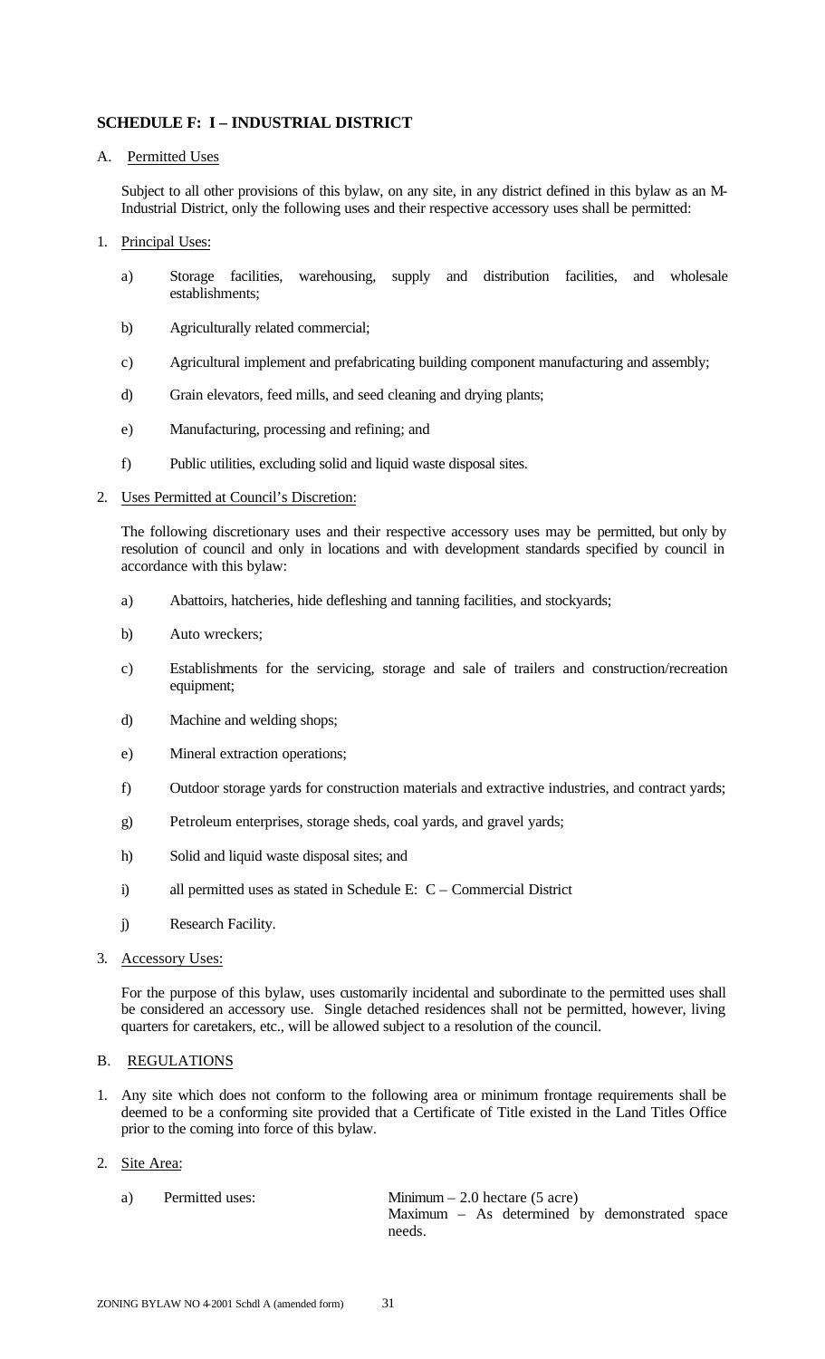## SCHEDULE F: I – INDUSTRIAL DISTRICT

### A. Permitted Uses

Subject to all other provisions of this bylaw, on any site, in any district defined in this bylaw as an M-Industrial District, only the following uses and their respective accessory uses shall be permitted:

1. Principal Uses:

   a) Storage facilities, warehousing, supply and distribution facilities, and wholesale establishments;

   b) Agriculturally related commercial;

   c) Agricultural implement and prefabricating building component manufacturing and assembly;

   d) Grain elevators, feed mills, and seed cleaning and drying plants;

   e) Manufacturing, processing and refining; and

   f) Public utilities, excluding solid and liquid waste disposal sites.

2. Uses Permitted at Council's Discretion:

   The following discretionary uses and their respective accessory uses may be permitted, but only by resolution of council and only in locations and with development standards specified by council in accordance with this bylaw:

   a) Abattoirs, hatcheries, hide defleshing and tanning facilities, and stockyards;

   b) Auto wreckers;

   c) Establishments for the servicing, storage and sale of trailers and construction/recreation equipment;

   d) Machine and welding shops;

   e) Mineral extraction operations;

   f) Outdoor storage yards for construction materials and extractive industries, and contract yards;

   g) Petroleum enterprises, storage sheds, coal yards, and gravel yards;

   h) Solid and liquid waste disposal sites; and

   i) all permitted uses as stated in Schedule E: C – Commercial District

   j) Research Facility.

3. Accessory Uses:

   For the purpose of this bylaw, uses customarily incidental and subordinate to the permitted uses shall be considered an accessory use. Single detached residences shall not be permitted, however, living quarters for caretakers, etc., will be allowed subject to a resolution of the council.

### B. REGULATIONS

1. Any site which does not conform to the following area or minimum frontage requirements shall be deemed to be a conforming site provided that a Certificate of Title existed in the Land Titles Office prior to the coming into force of this bylaw.

2. Site Area:

   a) Permitted uses: Minimum – 2.0 hectare (5 acre)
   Maximum – As determined by demonstrated space needs.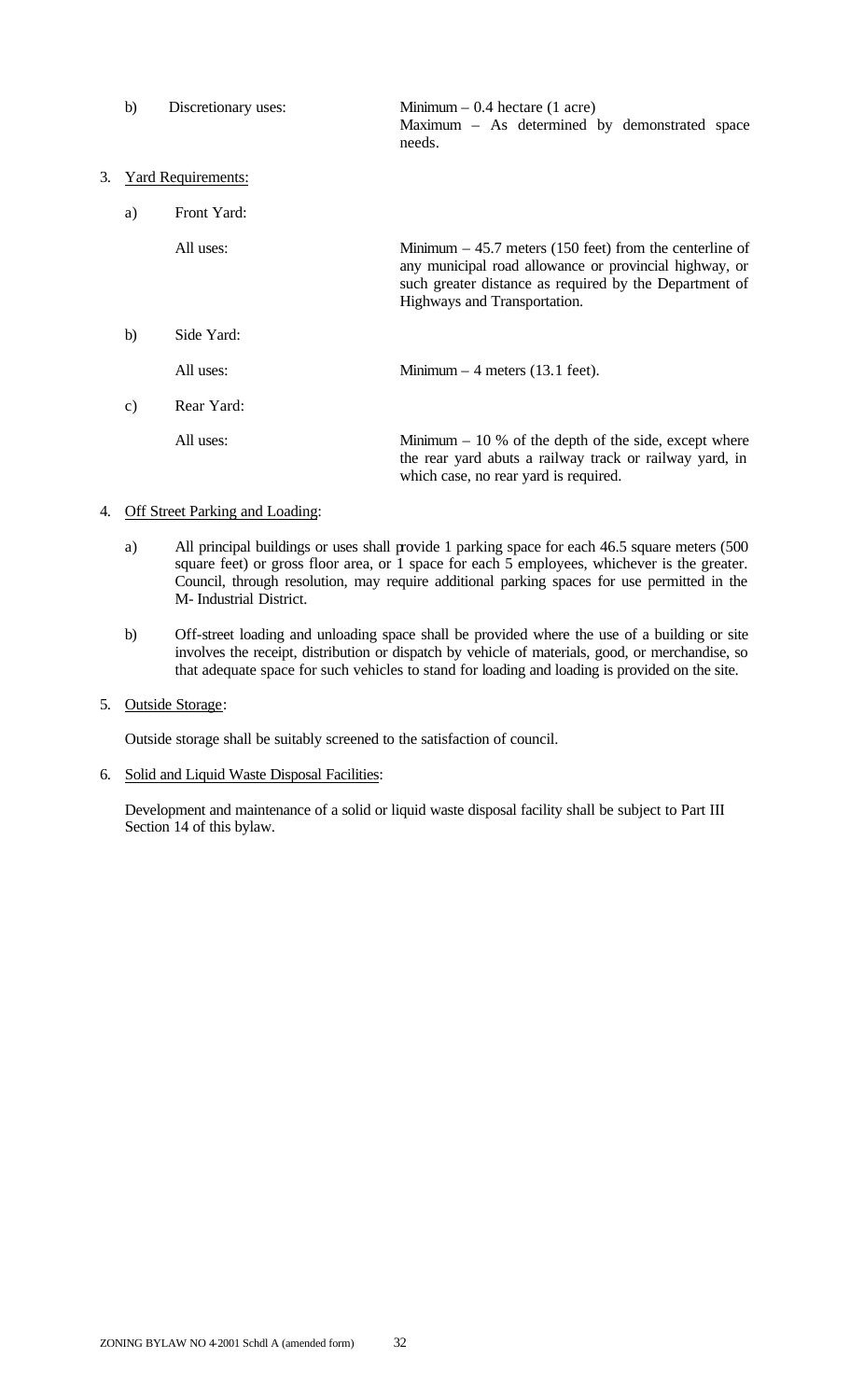b) Discretionary uses: Minimum – 0.4 hectare (1 acre)
Maximum – As determined by demonstrated space needs.

3. Yard Requirements:

a) Front Yard:

All uses: Minimum – 45.7 meters (150 feet) from the centerline of any municipal road allowance or provincial highway, or such greater distance as required by the Department of Highways and Transportation.

b) Side Yard:

All uses: Minimum – 4 meters (13.1 feet).

c) Rear Yard:

All uses: Minimum – 10 % of the depth of the side, except where the rear yard abuts a railway track or railway yard, in which case, no rear yard is required.

4. Off Street Parking and Loading:

a) All principal buildings or uses shall provide 1 parking space for each 46.5 square meters (500 square feet) or gross floor area, or 1 space for each 5 employees, whichever is the greater. Council, through resolution, may require additional parking spaces for use permitted in the M- Industrial District.

b) Off-street loading and unloading space shall be provided where the use of a building or site involves the receipt, distribution or dispatch by vehicle of materials, good, or merchandise, so that adequate space for such vehicles to stand for loading and loading is provided on the site.

5. Outside Storage:

Outside storage shall be suitably screened to the satisfaction of council.

6. Solid and Liquid Waste Disposal Facilities:

Development and maintenance of a solid or liquid waste disposal facility shall be subject to Part III Section 14 of this bylaw.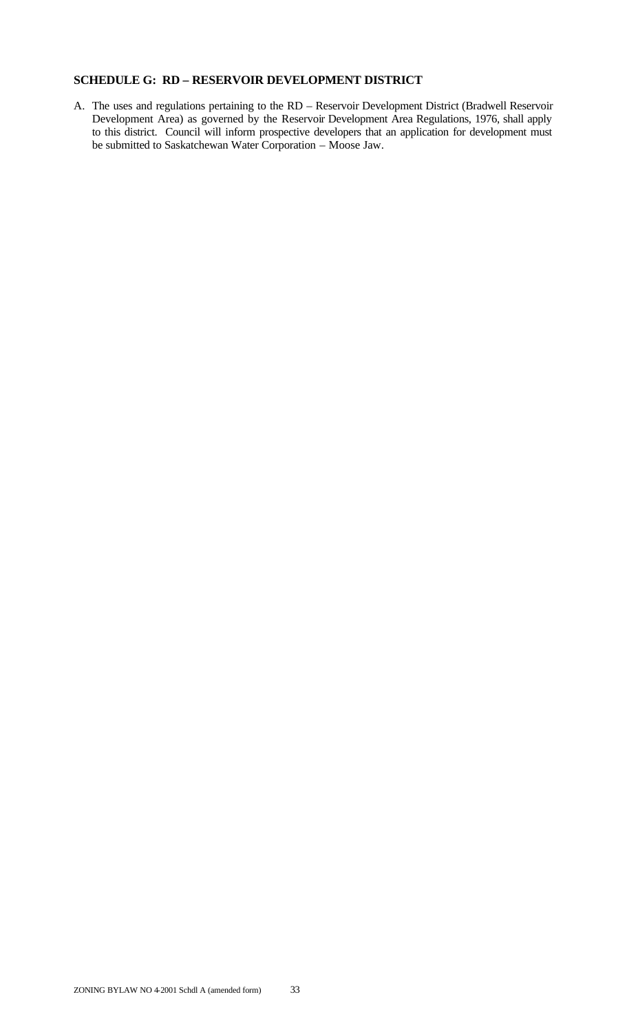## SCHEDULE G: RD – RESERVOIR DEVELOPMENT DISTRICT

A. The uses and regulations pertaining to the RD – Reservoir Development District (Bradwell Reservoir Development Area) as governed by the Reservoir Development Area Regulations, 1976, shall apply to this district. Council will inform prospective developers that an application for development must be submitted to Saskatchewan Water Corporation – Moose Jaw.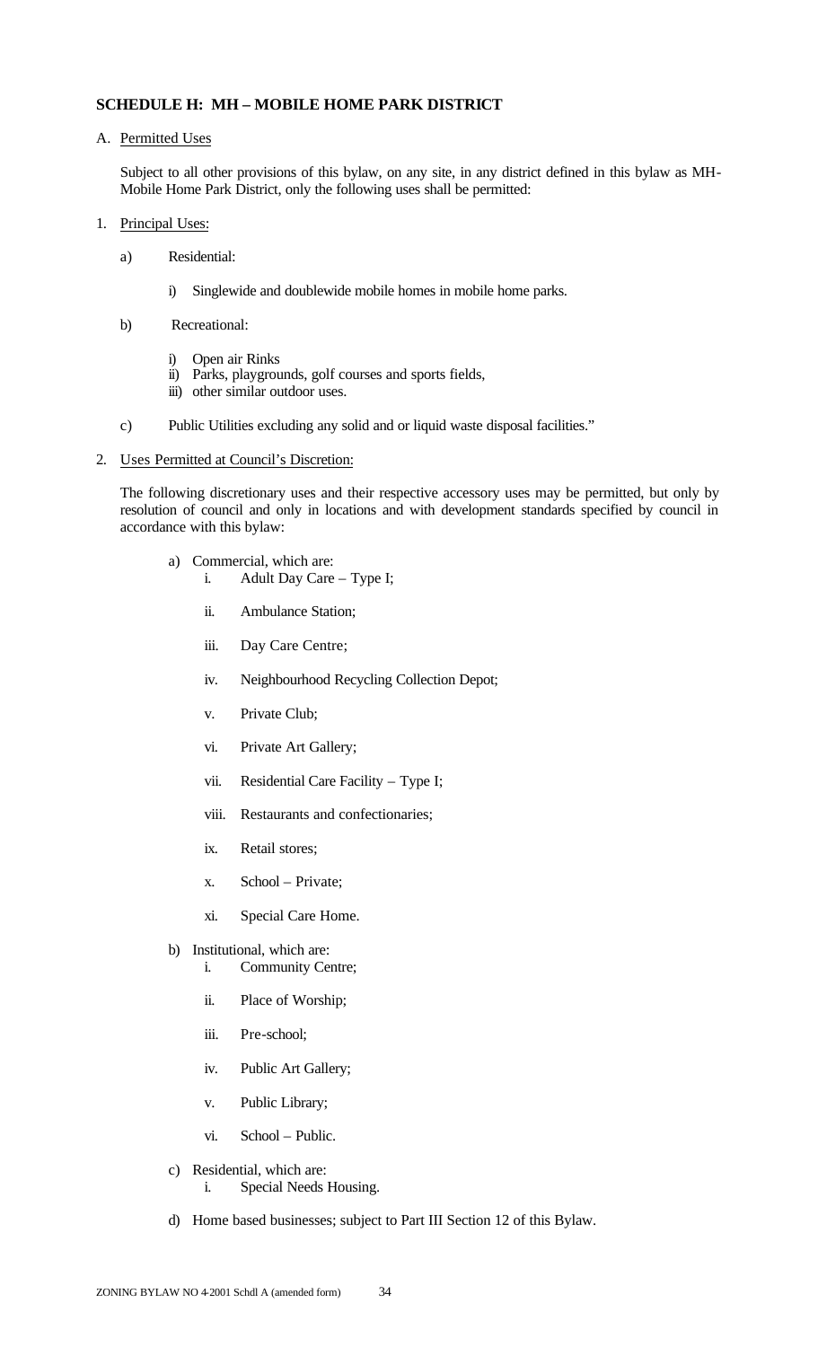## SCHEDULE H: MH – MOBILE HOME PARK DISTRICT

A. Permitted Uses

Subject to all other provisions of this bylaw, on any site, in any district defined in this bylaw as MH-Mobile Home Park District, only the following uses shall be permitted:

1. Principal Uses:

   a) Residential:

      i) Singlewide and doublewide mobile homes in mobile home parks.

   b) Recreational:

      i) Open air Rinks
      ii) Parks, playgrounds, golf courses and sports fields,
      iii) other similar outdoor uses.

   c) Public Utilities excluding any solid and or liquid waste disposal facilities."

2. Uses Permitted at Council's Discretion:

   The following discretionary uses and their respective accessory uses may be permitted, but only by resolution of council and only in locations and with development standards specified by council in accordance with this bylaw:

   a) Commercial, which are:
      i. Adult Day Care – Type I;
      ii. Ambulance Station;
      iii. Day Care Centre;
      iv. Neighbourhood Recycling Collection Depot;
      v. Private Club;
      vi. Private Art Gallery;
      vii. Residential Care Facility – Type I;
      viii. Restaurants and confectionaries;
      ix. Retail stores;
      x. School – Private;
      xi. Special Care Home.

   b) Institutional, which are:
      i. Community Centre;
      ii. Place of Worship;
      iii. Pre-school;
      iv. Public Art Gallery;
      v. Public Library;
      vi. School – Public.

   c) Residential, which are:
      i. Special Needs Housing.

   d) Home based businesses; subject to Part III Section 12 of this Bylaw.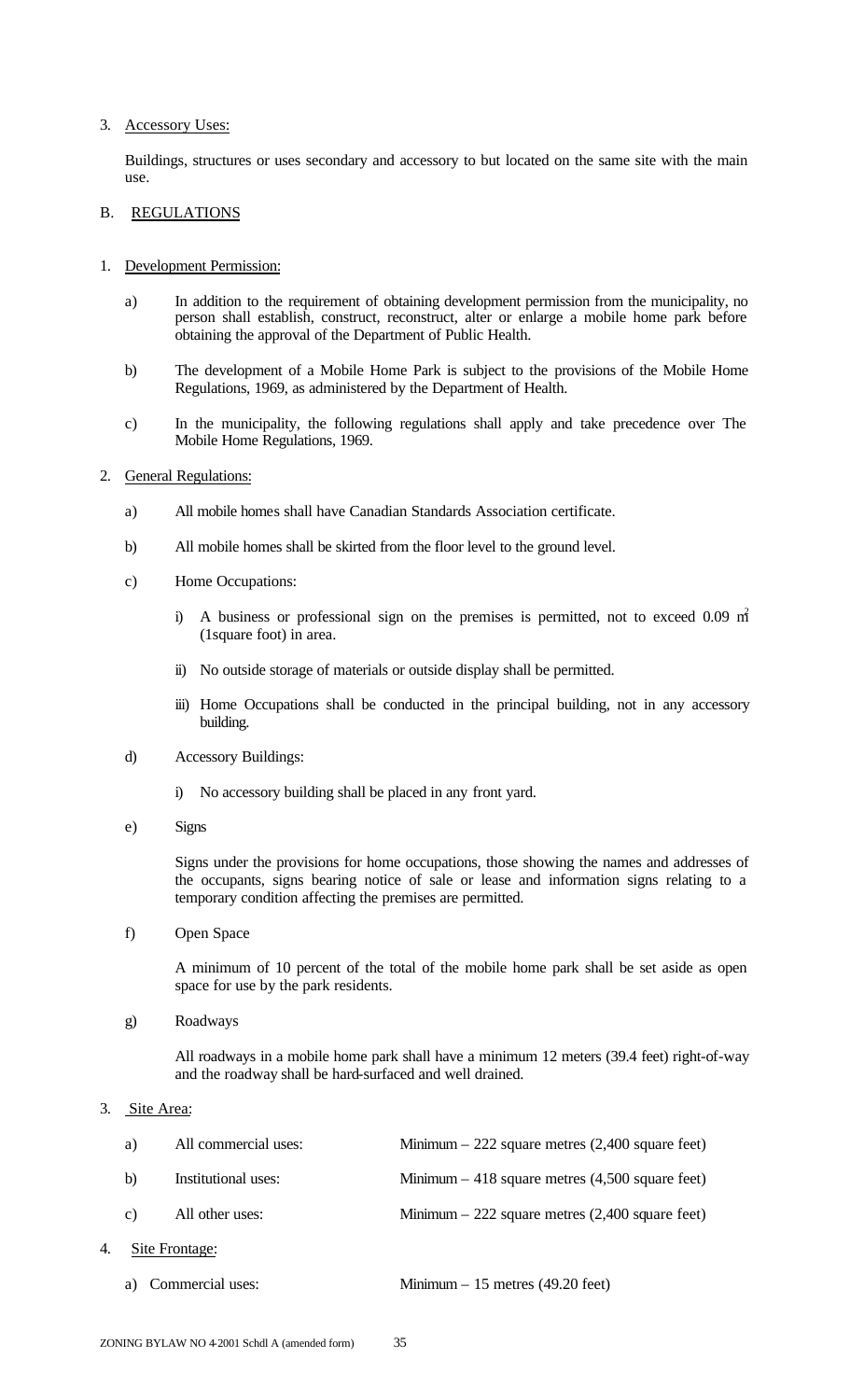3. Accessory Uses:

   Buildings, structures or uses secondary and accessory to but located on the same site with the main use.

B. REGULATIONS

1. Development Permission:

   a) In addition to the requirement of obtaining development permission from the municipality, no person shall establish, construct, reconstruct, alter or enlarge a mobile home park before obtaining the approval of the Department of Public Health.

   b) The development of a Mobile Home Park is subject to the provisions of the Mobile Home Regulations, 1969, as administered by the Department of Health.

   c) In the municipality, the following regulations shall apply and take precedence over The Mobile Home Regulations, 1969.

2. General Regulations:

   a) All mobile homes shall have Canadian Standards Association certificate.

   b) All mobile homes shall be skirted from the floor level to the ground level.

   c) Home Occupations:

      i) A business or professional sign on the premises is permitted, not to exceed 0.09 $m^2$ (1square foot) in area.

      ii) No outside storage of materials or outside display shall be permitted.

      iii) Home Occupations shall be conducted in the principal building, not in any accessory building.

   d) Accessory Buildings:

      i) No accessory building shall be placed in any front yard.

   e) Signs

      Signs under the provisions for home occupations, those showing the names and addresses of the occupants, signs bearing notice of sale or lease and information signs relating to a temporary condition affecting the premises are permitted.

   f) Open Space

      A minimum of 10 percent of the total of the mobile home park shall be set aside as open space for use by the park residents.

   g) Roadways

      All roadways in a mobile home park shall have a minimum 12 meters (39.4 feet) right-of-way and the roadway shall be hard-surfaced and well drained.

3. Site Area:

   a) All commercial uses: Minimum – 222 square metres (2,400 square feet)

   b) Institutional uses: Minimum – 418 square metres (4,500 square feet)

   c) All other uses: Minimum – 222 square metres (2,400 square feet)

4. Site Frontage:

   a) Commercial uses: Minimum – 15 metres (49.20 feet)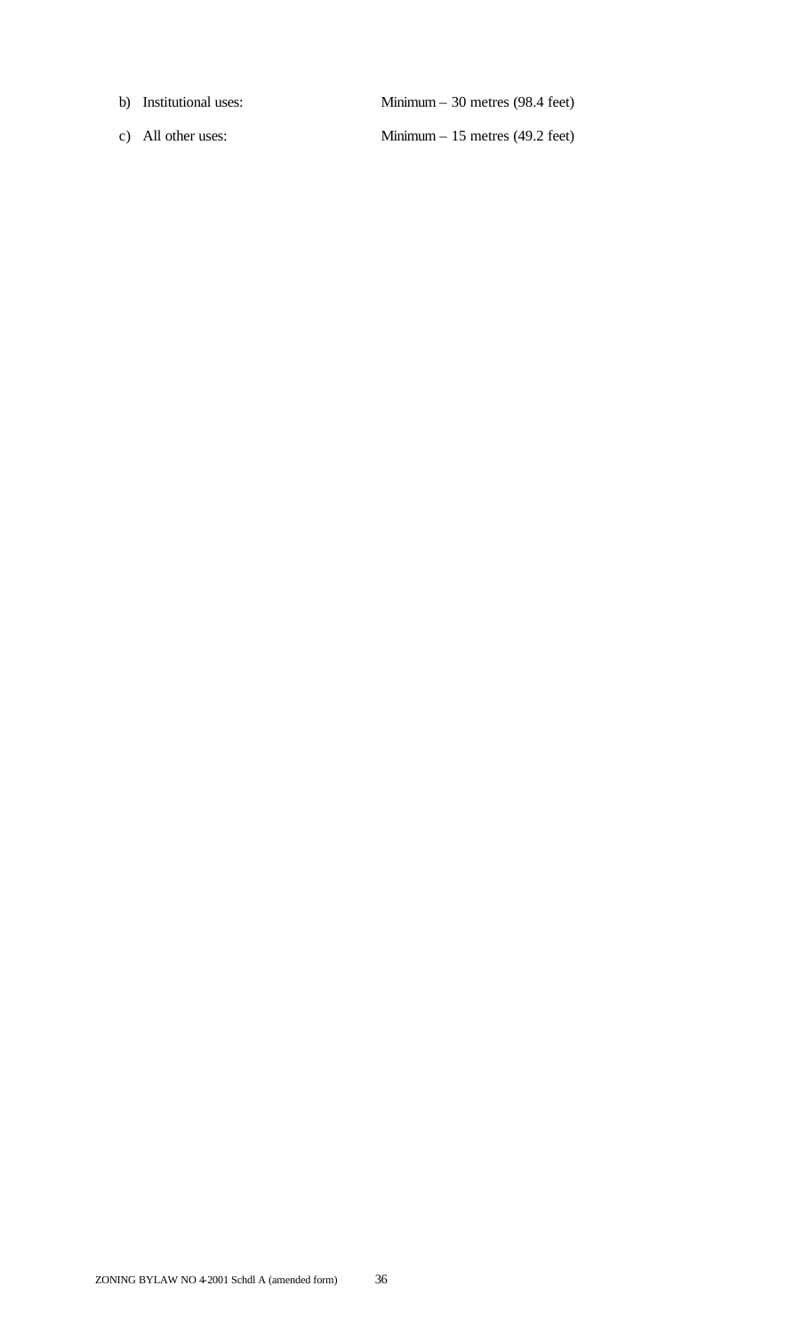b) Institutional uses: Minimum – 30 metres (98.4 feet)

c) All other uses: Minimum – 15 metres (49.2 feet)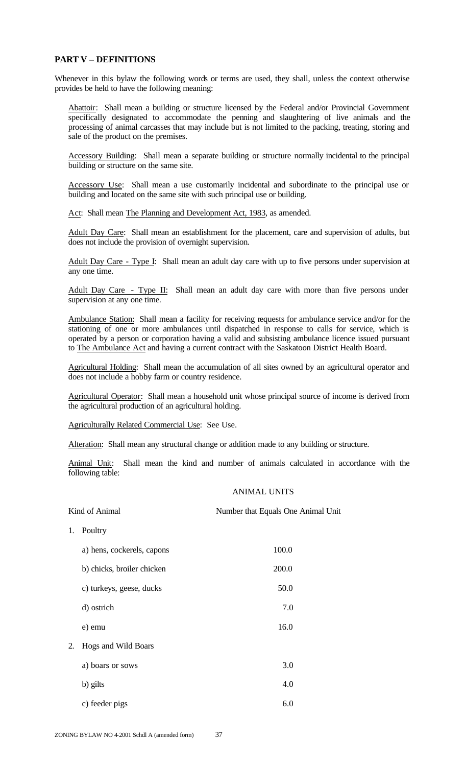## PART V – DEFINITIONS

Whenever in this bylaw the following words or terms are used, they shall, unless the context otherwise provides be held to have the following meaning:

Abattoir: Shall mean a building or structure licensed by the Federal and/or Provincial Government specifically designated to accommodate the penning and slaughtering of live animals and the processing of animal carcasses that may include but is not limited to the packing, treating, storing and sale of the product on the premises.

Accessory Building: Shall mean a separate building or structure normally incidental to the principal building or structure on the same site.

Accessory Use: Shall mean a use customarily incidental and subordinate to the principal use or building and located on the same site with such principal use or building.

Act: Shall mean The Planning and Development Act, 1983, as amended.

Adult Day Care: Shall mean an establishment for the placement, care and supervision of adults, but does not include the provision of overnight supervision.

Adult Day Care - Type I: Shall mean an adult day care with up to five persons under supervision at any one time.

Adult Day Care - Type II: Shall mean an adult day care with more than five persons under supervision at any one time.

Ambulance Station: Shall mean a facility for receiving requests for ambulance service and/or for the stationing of one or more ambulances until dispatched in response to calls for service, which is operated by a person or corporation having a valid and subsisting ambulance licence issued pursuant to The Ambulance Act and having a current contract with the Saskatoon District Health Board.

Agricultural Holding: Shall mean the accumulation of all sites owned by an agricultural operator and does not include a hobby farm or country residence.

Agricultural Operator: Shall mean a household unit whose principal source of income is derived from the agricultural production of an agricultural holding.

Agriculturally Related Commercial Use: See Use.

Alteration: Shall mean any structural change or addition made to any building or structure.

Animal Unit: Shall mean the kind and number of animals calculated in accordance with the following table:

ANIMAL UNITS

| Kind of Animal | Number that Equals One Animal Unit |
|---|---|
| 1. Poultry | |
| a) hens, cockerels, capons | 100.0 |
| b) chicks, broiler chicken | 200.0 |
| c) turkeys, geese, ducks | 50.0 |
| d) ostrich | 7.0 |
| e) emu | 16.0 |
| 2. Hogs and Wild Boars | |
| a) boars or sows | 3.0 |
| b) gilts | 4.0 |
| c) feeder pigs | 6.0 |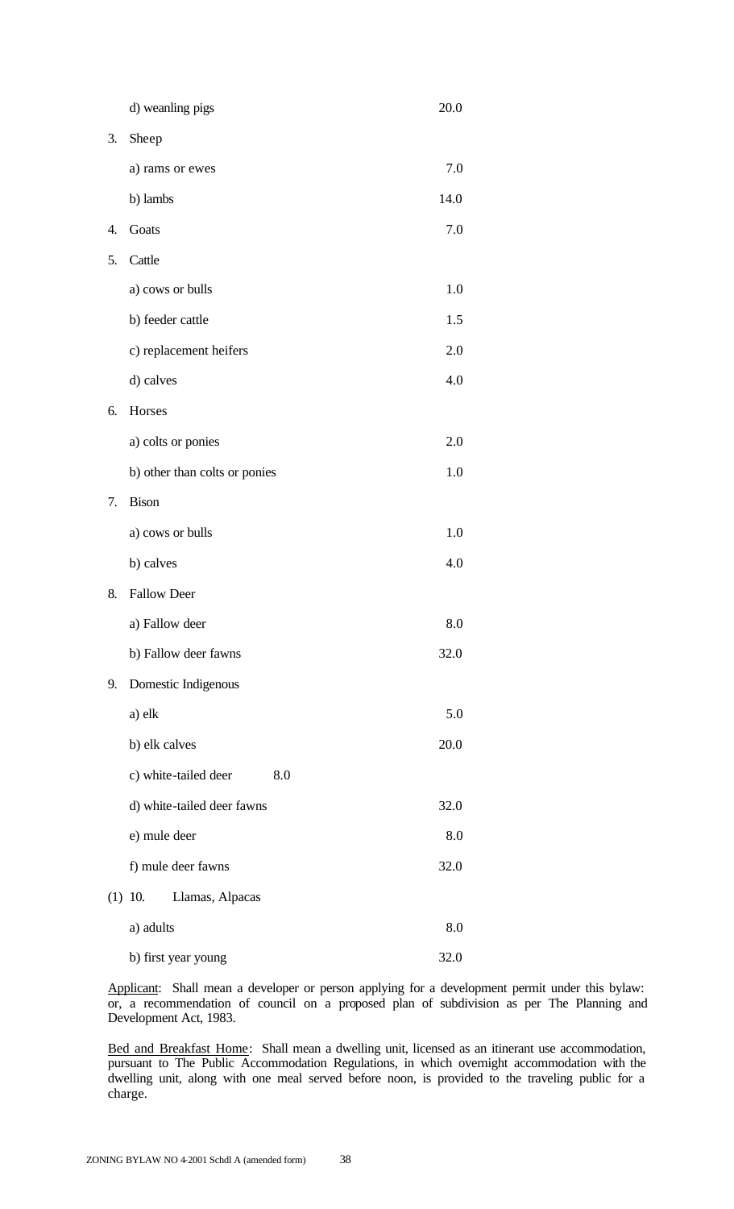| | | |
|---|---|---|
| | d) weanling pigs | 20.0 |
| 3. | Sheep | |
| | a) rams or ewes | 7.0 |
| | b) lambs | 14.0 |
| 4. | Goats | 7.0 |
| 5. | Cattle | |
| | a) cows or bulls | 1.0 |
| | b) feeder cattle | 1.5 |
| | c) replacement heifers | 2.0 |
| | d) calves | 4.0 |
| 6. | Horses | |
| | a) colts or ponies | 2.0 |
| | b) other than colts or ponies | 1.0 |
| 7. | Bison | |
| | a) cows or bulls | 1.0 |
| | b) calves | 4.0 |
| 8. | Fallow Deer | |
| | a) Fallow deer | 8.0 |
| | b) Fallow deer fawns | 32.0 |
| 9. | Domestic Indigenous | |
| | a) elk | 5.0 |
| | b) elk calves | 20.0 |
| | c) white-tailed deer 8.0 | |
| | d) white-tailed deer fawns | 32.0 |
| | e) mule deer | 8.0 |
| | f) mule deer fawns | 32.0 |
| (1) 10. | Llamas, Alpacas | |
| | a) adults | 8.0 |
| | b) first year young | 32.0 |

Applicant: Shall mean a developer or person applying for a development permit under this bylaw: or, a recommendation of council on a proposed plan of subdivision as per The Planning and Development Act, 1983.

Bed and Breakfast Home: Shall mean a dwelling unit, licensed as an itinerant use accommodation, pursuant to The Public Accommodation Regulations, in which overnight accommodation with the dwelling unit, along with one meal served before noon, is provided to the traveling public for a charge.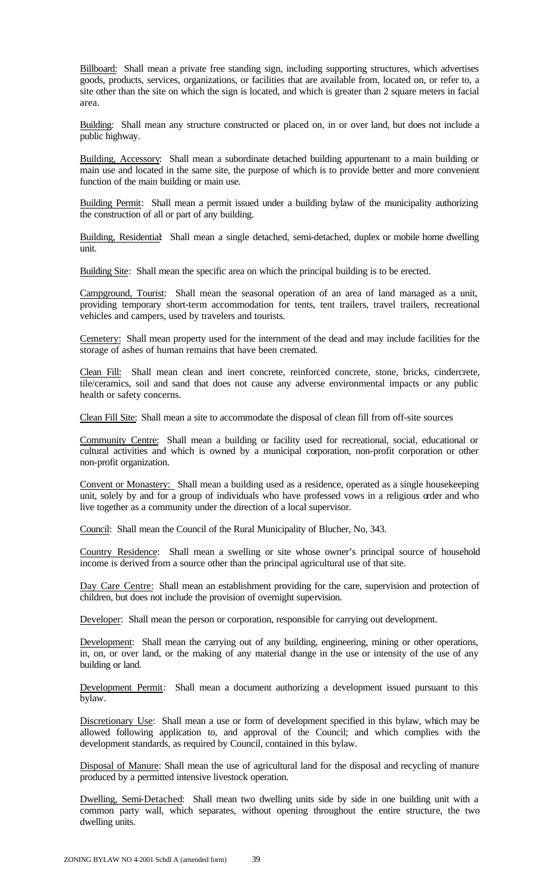Billboard: Shall mean a private free standing sign, including supporting structures, which advertises goods, products, services, organizations, or facilities that are available from, located on, or refer to, a site other than the site on which the sign is located, and which is greater than 2 square meters in facial area.

Building: Shall mean any structure constructed or placed on, in or over land, but does not include a public highway.

Building, Accessory: Shall mean a subordinate detached building appurtenant to a main building or main use and located in the same site, the purpose of which is to provide better and more convenient function of the main building or main use.

Building Permit: Shall mean a permit issued under a building bylaw of the municipality authorizing the construction of all or part of any building.

Building, Residential: Shall mean a single detached, semi-detached, duplex or mobile home dwelling unit.

Building Site: Shall mean the specific area on which the principal building is to be erected.

Campground, Tourist: Shall mean the seasonal operation of an area of land managed as a unit, providing temporary short-term accommodation for tents, tent trailers, travel trailers, recreational vehicles and campers, used by travelers and tourists.

Cemetery: Shall mean property used for the internment of the dead and may include facilities for the storage of ashes of human remains that have been cremated.

Clean Fill: Shall mean clean and inert concrete, reinforced concrete, stone, bricks, cindercrete, tile/ceramics, soil and sand that does not cause any adverse environmental impacts or any public health or safety concerns.

Clean Fill Site: Shall mean a site to accommodate the disposal of clean fill from off-site sources

Community Centre: Shall mean a building or facility used for recreational, social, educational or cultural activities and which is owned by a municipal corporation, non-profit corporation or other non-profit organization.

Convent or Monastery: Shall mean a building used as a residence, operated as a single housekeeping unit, solely by and for a group of individuals who have professed vows in a religious order and who live together as a community under the direction of a local supervisor.

Council: Shall mean the Council of the Rural Municipality of Blucher, No, 343.

Country Residence: Shall mean a swelling or site whose owner's principal source of household income is derived from a source other than the principal agricultural use of that site.

Day Care Centre: Shall mean an establishment providing for the care, supervision and protection of children, but does not include the provision of overnight supervision.

Developer: Shall mean the person or corporation, responsible for carrying out development.

Development: Shall mean the carrying out of any building, engineering, mining or other operations, in, on, or over land, or the making of any material change in the use or intensity of the use of any building or land.

Development Permit: Shall mean a document authorizing a development issued pursuant to this bylaw.

Discretionary Use: Shall mean a use or form of development specified in this bylaw, which may be allowed following application to, and approval of the Council; and which complies with the development standards, as required by Council, contained in this bylaw.

Disposal of Manure: Shall mean the use of agricultural land for the disposal and recycling of manure produced by a permitted intensive livestock operation.

Dwelling, Semi-Detached: Shall mean two dwelling units side by side in one building unit with a common party wall, which separates, without opening throughout the entire structure, the two dwelling units.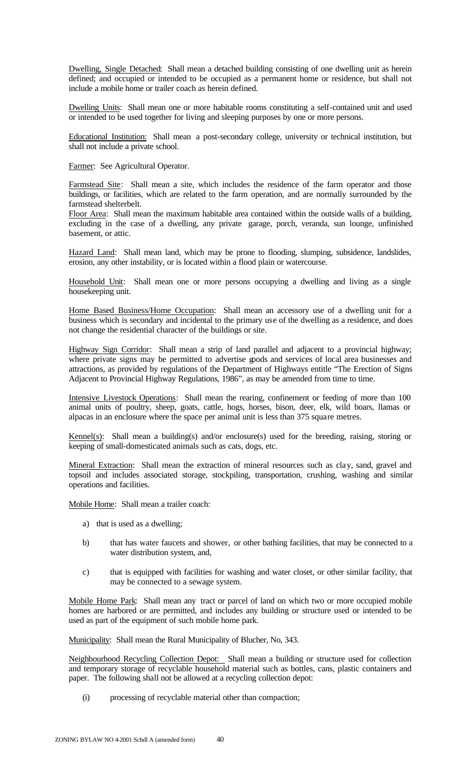Dwelling, Single Detached: Shall mean a detached building consisting of one dwelling unit as herein defined; and occupied or intended to be occupied as a permanent home or residence, but shall not include a mobile home or trailer coach as herein defined.

Dwelling Units: Shall mean one or more habitable rooms constituting a self-contained unit and used or intended to be used together for living and sleeping purposes by one or more persons.

Educational Institution: Shall mean a post-secondary college, university or technical institution, but shall not include a private school.

Farmer: See Agricultural Operator.

Farmstead Site: Shall mean a site, which includes the residence of the farm operator and those buildings, or facilities, which are related to the farm operation, and are normally surrounded by the farmstead shelterbelt.

Floor Area: Shall mean the maximum habitable area contained within the outside walls of a building, excluding in the case of a dwelling, any private garage, porch, veranda, sun lounge, unfinished basement, or attic.

Hazard Land: Shall mean land, which may be prone to flooding, slumping, subsidence, landslides, erosion, any other instability, or is located within a flood plain or watercourse.

Household Unit: Shall mean one or more persons occupying a dwelling and living as a single housekeeping unit.

Home Based Business/Home Occupation: Shall mean an accessory use of a dwelling unit for a business which is secondary and incidental to the primary use of the dwelling as a residence, and does not change the residential character of the buildings or site.

Highway Sign Corridor: Shall mean a strip of land parallel and adjacent to a provincial highway; where private signs may be permitted to advertise goods and services of local area businesses and attractions, as provided by regulations of the Department of Highways entitle "The Erection of Signs Adjacent to Provincial Highway Regulations, 1986", as may be amended from time to time.

Intensive Livestock Operations: Shall mean the rearing, confinement or feeding of more than 100 animal units of poultry, sheep, goats, cattle, hogs, horses, bison, deer, elk, wild boars, llamas or alpacas in an enclosure where the space per animal unit is less than 375 square metres.

Kennel(s): Shall mean a building(s) and/or enclosure(s) used for the breeding, raising, storing or keeping of small-domesticated animals such as cats, dogs, etc.

Mineral Extraction: Shall mean the extraction of mineral resources such as clay, sand, gravel and topsoil and includes associated storage, stockpiling, transportation, crushing, washing and similar operations and facilities.

Mobile Home: Shall mean a trailer coach:

a) that is used as a dwelling;

b) that has water faucets and shower, or other bathing facilities, that may be connected to a water distribution system, and,

c) that is equipped with facilities for washing and water closet, or other similar facility, that may be connected to a sewage system.

Mobile Home Park: Shall mean any tract or parcel of land on which two or more occupied mobile homes are harbored or are permitted, and includes any building or structure used or intended to be used as part of the equipment of such mobile home park.

Municipality: Shall mean the Rural Municipality of Blucher, No, 343.

Neighbourhood Recycling Collection Depot: Shall mean a building or structure used for collection and temporary storage of recyclable household material such as bottles, cans, plastic containers and paper. The following shall not be allowed at a recycling collection depot:

(i) processing of recyclable material other than compaction;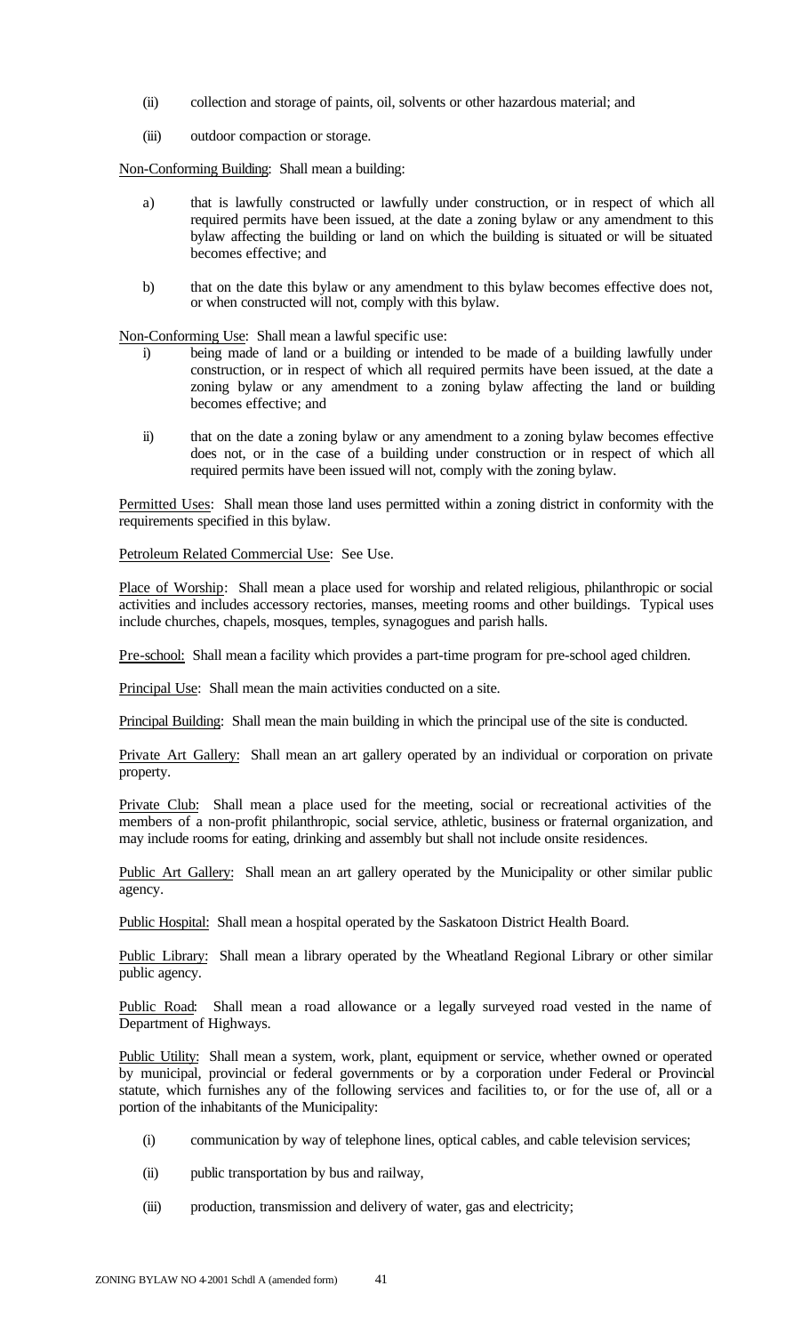(ii) collection and storage of paints, oil, solvents or other hazardous material; and

(iii) outdoor compaction or storage.

Non-Conforming Building: Shall mean a building:

a) that is lawfully constructed or lawfully under construction, or in respect of which all required permits have been issued, at the date a zoning bylaw or any amendment to this bylaw affecting the building or land on which the building is situated or will be situated becomes effective; and

b) that on the date this bylaw or any amendment to this bylaw becomes effective does not, or when constructed will not, comply with this bylaw.

Non-Conforming Use: Shall mean a lawful specific use:

i) being made of land or a building or intended to be made of a building lawfully under construction, or in respect of which all required permits have been issued, at the date a zoning bylaw or any amendment to a zoning bylaw affecting the land or building becomes effective; and

ii) that on the date a zoning bylaw or any amendment to a zoning bylaw becomes effective does not, or in the case of a building under construction or in respect of which all required permits have been issued will not, comply with the zoning bylaw.

Permitted Uses: Shall mean those land uses permitted within a zoning district in conformity with the requirements specified in this bylaw.

Petroleum Related Commercial Use: See Use.

Place of Worship: Shall mean a place used for worship and related religious, philanthropic or social activities and includes accessory rectories, manses, meeting rooms and other buildings. Typical uses include churches, chapels, mosques, temples, synagogues and parish halls.

Pre-school: Shall mean a facility which provides a part-time program for pre-school aged children.

Principal Use: Shall mean the main activities conducted on a site.

Principal Building: Shall mean the main building in which the principal use of the site is conducted.

Private Art Gallery: Shall mean an art gallery operated by an individual or corporation on private property.

Private Club: Shall mean a place used for the meeting, social or recreational activities of the members of a non-profit philanthropic, social service, athletic, business or fraternal organization, and may include rooms for eating, drinking and assembly but shall not include onsite residences.

Public Art Gallery: Shall mean an art gallery operated by the Municipality or other similar public agency.

Public Hospital: Shall mean a hospital operated by the Saskatoon District Health Board.

Public Library: Shall mean a library operated by the Wheatland Regional Library or other similar public agency.

Public Road: Shall mean a road allowance or a legally surveyed road vested in the name of Department of Highways.

Public Utility: Shall mean a system, work, plant, equipment or service, whether owned or operated by municipal, provincial or federal governments or by a corporation under Federal or Provincial statute, which furnishes any of the following services and facilities to, or for the use of, all or a portion of the inhabitants of the Municipality:

(i) communication by way of telephone lines, optical cables, and cable television services;

(ii) public transportation by bus and railway,

(iii) production, transmission and delivery of water, gas and electricity;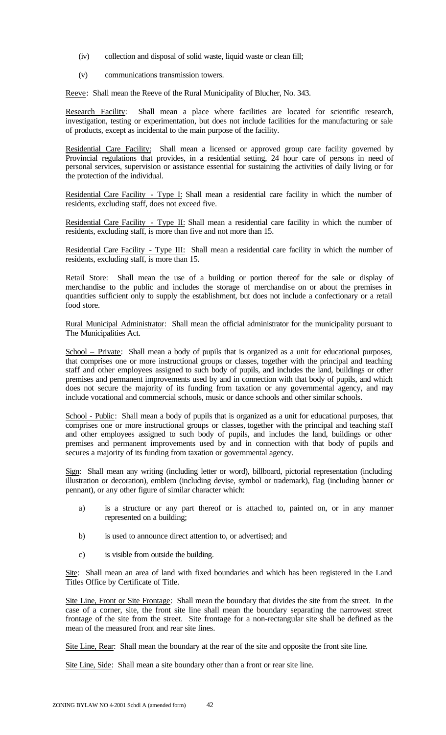(iv) collection and disposal of solid waste, liquid waste or clean fill;

(v) communications transmission towers.

<u>Reeve</u>: Shall mean the Reeve of the Rural Municipality of Blucher, No. 343.

<u>Research Facility</u>: Shall mean a place where facilities are located for scientific research, investigation, testing or experimentation, but does not include facilities for the manufacturing or sale of products, except as incidental to the main purpose of the facility.

<u>Residential Care Facility:</u> Shall mean a licensed or approved group care facility governed by Provincial regulations that provides, in a residential setting, 24 hour care of persons in need of personal services, supervision or assistance essential for sustaining the activities of daily living or for the protection of the individual.

<u>Residential Care Facility - Type I:</u> Shall mean a residential care facility in which the number of residents, excluding staff, does not exceed five.

<u>Residential Care Facility - Type II:</u> Shall mean a residential care facility in which the number of residents, excluding staff, is more than five and not more than 15.

<u>Residential Care Facility - Type III:</u> Shall mean a residential care facility in which the number of residents, excluding staff, is more than 15.

<u>Retail Store</u>: Shall mean the use of a building or portion thereof for the sale or display of merchandise to the public and includes the storage of merchandise on or about the premises in quantities sufficient only to supply the establishment, but does not include a confectionary or a retail food store.

<u>Rural Municipal Administrator</u>: Shall mean the official administrator for the municipality pursuant to The Municipalities Act.

<u>School – Private</u>: Shall mean a body of pupils that is organized as a unit for educational purposes, that comprises one or more instructional groups or classes, together with the principal and teaching staff and other employees assigned to such body of pupils, and includes the land, buildings or other premises and permanent improvements used by and in connection with that body of pupils, and which does not secure the majority of its funding from taxation or any governmental agency, and may include vocational and commercial schools, music or dance schools and other similar schools.

<u>School - Public</u>: Shall mean a body of pupils that is organized as a unit for educational purposes, that comprises one or more instructional groups or classes, together with the principal and teaching staff and other employees assigned to such body of pupils, and includes the land, buildings or other premises and permanent improvements used by and in connection with that body of pupils and secures a majority of its funding from taxation or governmental agency.

<u>Sign</u>: Shall mean any writing (including letter or word), billboard, pictorial representation (including illustration or decoration), emblem (including devise, symbol or trademark), flag (including banner or pennant), or any other figure of similar character which:

a) is a structure or any part thereof or is attached to, painted on, or in any manner represented on a building;

b) is used to announce direct attention to, or advertised; and

c) is visible from outside the building.

<u>Site</u>: Shall mean an area of land with fixed boundaries and which has been registered in the Land Titles Office by Certificate of Title.

<u>Site Line, Front or Site Frontage</u>: Shall mean the boundary that divides the site from the street. In the case of a corner, site, the front site line shall mean the boundary separating the narrowest street frontage of the site from the street. Site frontage for a non-rectangular site shall be defined as the mean of the measured front and rear site lines.

<u>Site Line, Rear</u>: Shall mean the boundary at the rear of the site and opposite the front site line.

<u>Site Line, Side</u>: Shall mean a site boundary other than a front or rear site line.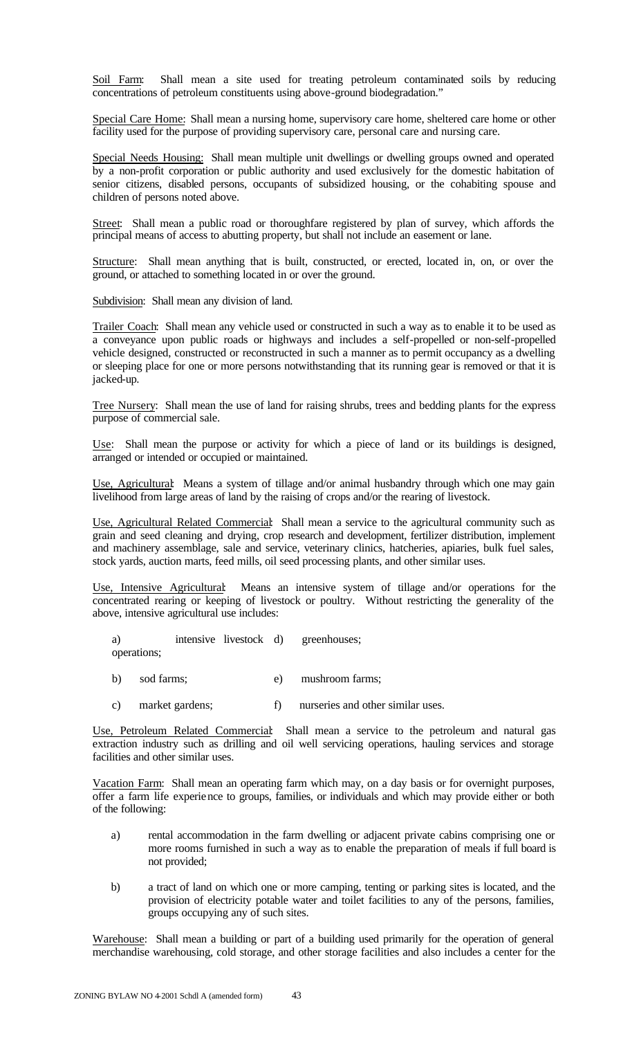Soil Farm: Shall mean a site used for treating petroleum contaminated soils by reducing concentrations of petroleum constituents using above-ground biodegradation."

Special Care Home: Shall mean a nursing home, supervisory care home, sheltered care home or other facility used for the purpose of providing supervisory care, personal care and nursing care.

Special Needs Housing: Shall mean multiple unit dwellings or dwelling groups owned and operated by a non-profit corporation or public authority and used exclusively for the domestic habitation of senior citizens, disabled persons, occupants of subsidized housing, or the cohabiting spouse and children of persons noted above.

Street: Shall mean a public road or thoroughfare registered by plan of survey, which affords the principal means of access to abutting property, but shall not include an easement or lane.

Structure: Shall mean anything that is built, constructed, or erected, located in, on, or over the ground, or attached to something located in or over the ground.

Subdivision: Shall mean any division of land.

Trailer Coach: Shall mean any vehicle used or constructed in such a way as to enable it to be used as a conveyance upon public roads or highways and includes a self-propelled or non-self-propelled vehicle designed, constructed or reconstructed in such a manner as to permit occupancy as a dwelling or sleeping place for one or more persons notwithstanding that its running gear is removed or that it is jacked-up.

Tree Nursery: Shall mean the use of land for raising shrubs, trees and bedding plants for the express purpose of commercial sale.

Use: Shall mean the purpose or activity for which a piece of land or its buildings is designed, arranged or intended or occupied or maintained.

Use, Agricultural: Means a system of tillage and/or animal husbandry through which one may gain livelihood from large areas of land by the raising of crops and/or the rearing of livestock.

Use, Agricultural Related Commercial: Shall mean a service to the agricultural community such as grain and seed cleaning and drying, crop research and development, fertilizer distribution, implement and machinery assemblage, sale and service, veterinary clinics, hatcheries, apiaries, bulk fuel sales, stock yards, auction marts, feed mills, oil seed processing plants, and other similar uses.

Use, Intensive Agricultural: Means an intensive system of tillage and/or operations for the concentrated rearing or keeping of livestock or poultry. Without restricting the generality of the above, intensive agricultural use includes:

a) intensive livestock operations;
b) sod farms;
c) market gardens;
d) greenhouses;
e) mushroom farms;
f) nurseries and other similar uses.

Use, Petroleum Related Commercial: Shall mean a service to the petroleum and natural gas extraction industry such as drilling and oil well servicing operations, hauling services and storage facilities and other similar uses.

Vacation Farm: Shall mean an operating farm which may, on a day basis or for overnight purposes, offer a farm life experience to groups, families, or individuals and which may provide either or both of the following:

a) rental accommodation in the farm dwelling or adjacent private cabins comprising one or more rooms furnished in such a way as to enable the preparation of meals if full board is not provided;

b) a tract of land on which one or more camping, tenting or parking sites is located, and the provision of electricity potable water and toilet facilities to any of the persons, families, groups occupying any of such sites.

Warehouse: Shall mean a building or part of a building used primarily for the operation of general merchandise warehousing, cold storage, and other storage facilities and also includes a center for the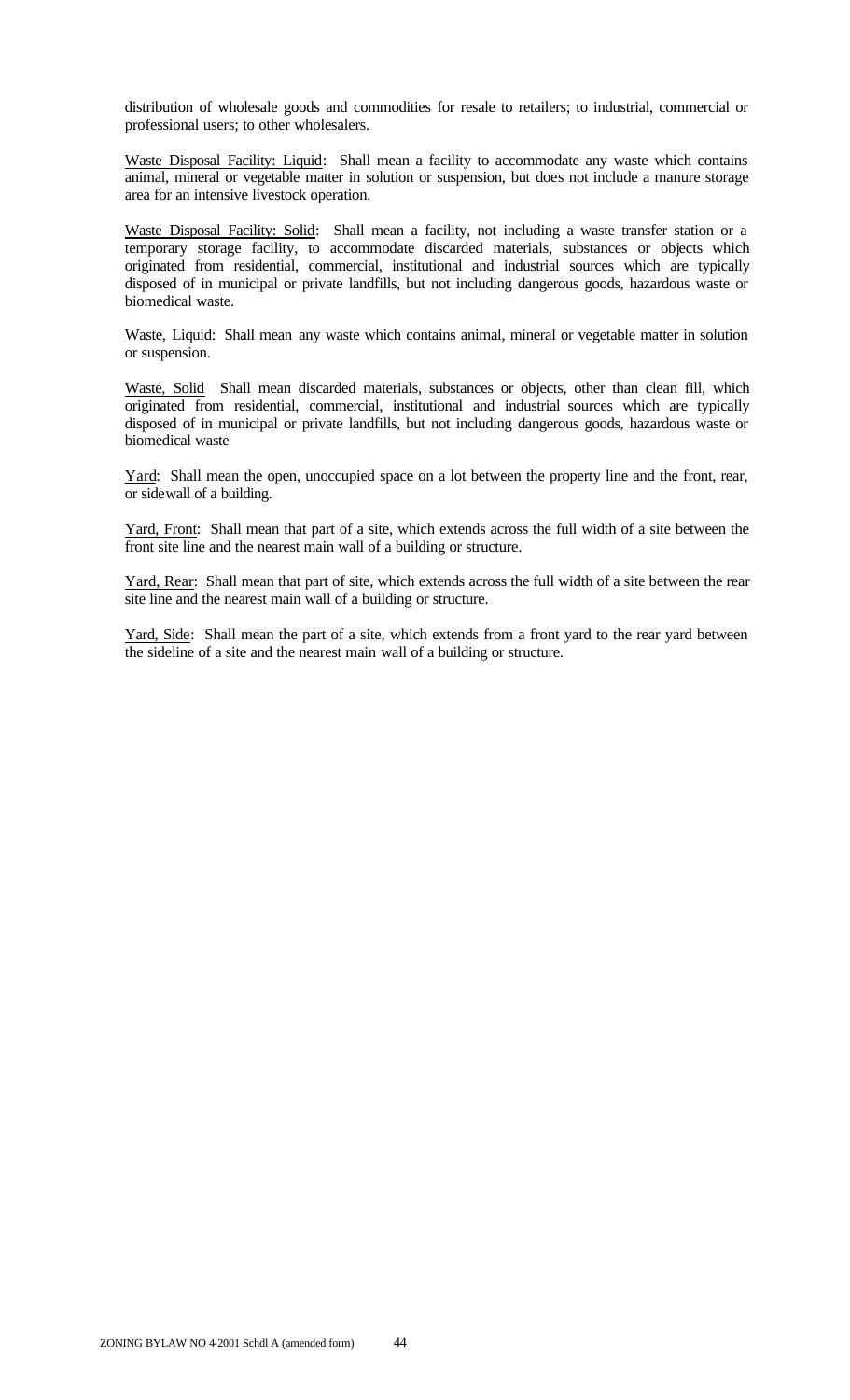distribution of wholesale goods and commodities for resale to retailers; to industrial, commercial or professional users; to other wholesalers.

<u>Waste Disposal Facility: Liquid</u>: Shall mean a facility to accommodate any waste which contains animal, mineral or vegetable matter in solution or suspension, but does not include a manure storage area for an intensive livestock operation.

<u>Waste Disposal Facility: Solid</u>: Shall mean a facility, not including a waste transfer station or a temporary storage facility, to accommodate discarded materials, substances or objects which originated from residential, commercial, institutional and industrial sources which are typically disposed of in municipal or private landfills, but not including dangerous goods, hazardous waste or biomedical waste.

<u>Waste, Liquid</u>: Shall mean any waste which contains animal, mineral or vegetable matter in solution or suspension.

<u>Waste, Solid</u> Shall mean discarded materials, substances or objects, other than clean fill, which originated from residential, commercial, institutional and industrial sources which are typically disposed of in municipal or private landfills, but not including dangerous goods, hazardous waste or biomedical waste

<u>Yard</u>: Shall mean the open, unoccupied space on a lot between the property line and the front, rear, or sidewall of a building.

<u>Yard, Front</u>: Shall mean that part of a site, which extends across the full width of a site between the front site line and the nearest main wall of a building or structure.

<u>Yard, Rear</u>: Shall mean that part of site, which extends across the full width of a site between the rear site line and the nearest main wall of a building or structure.

<u>Yard, Side</u>: Shall mean the part of a site, which extends from a front yard to the rear yard between the sideline of a site and the nearest main wall of a building or structure.